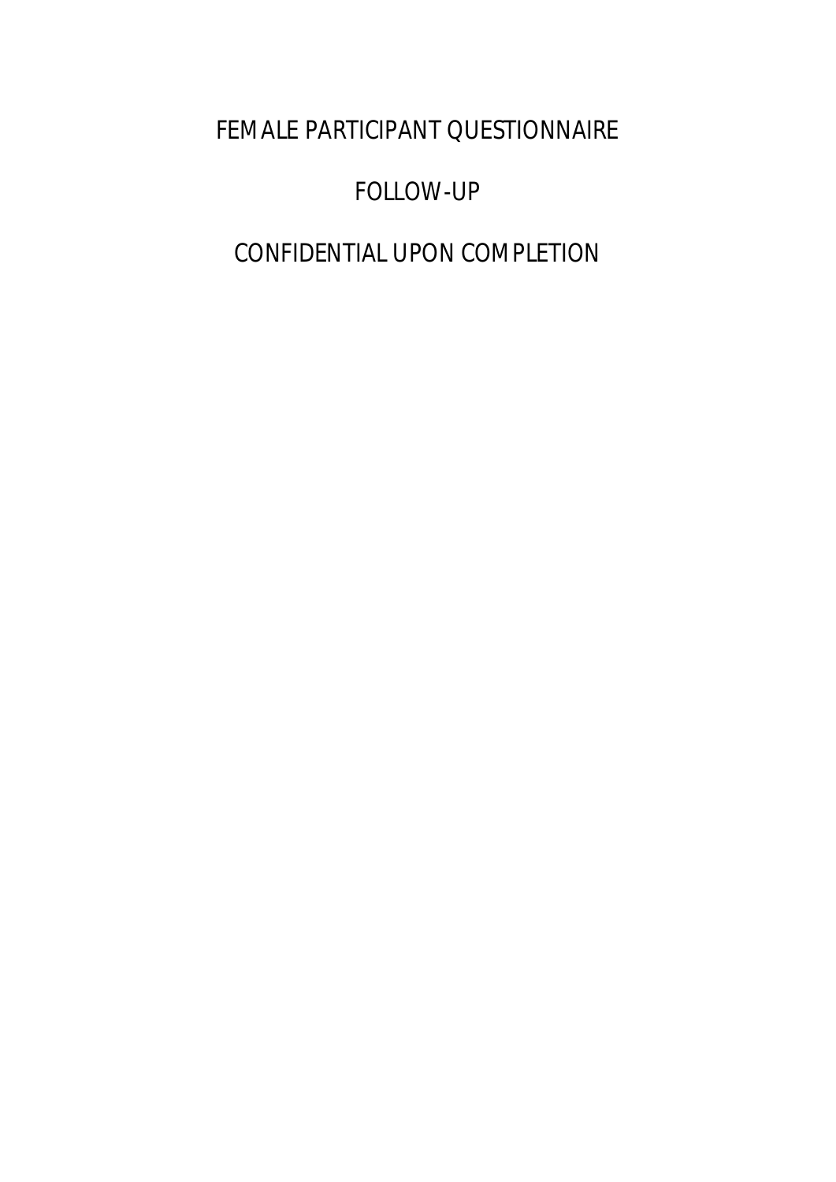# FEMALE PARTICIPANT QUESTIONNAIRE

## FOLLOW-UP

## CONFIDENTIAL UPON COMPLETION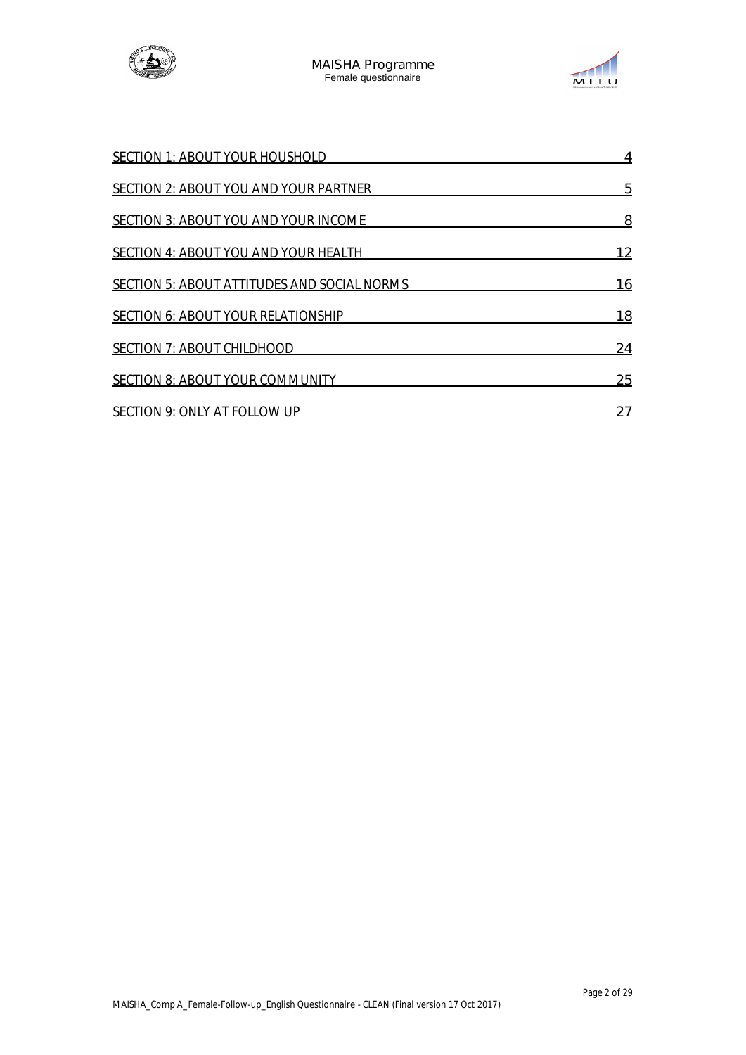| | |
|---|---|
| SECTION 1: ABOUT YOUR HOUSHOLD | 4 |
| SECTION 2: ABOUT YOU AND YOUR PARTNER | 5 |
| SECTION 3: ABOUT YOU AND YOUR INCOME | 8 |
| SECTION 4: ABOUT YOU AND YOUR HEALTH | 12 |
| SECTION 5: ABOUT ATTITUDES AND SOCIAL NORMS | 16 |
| SECTION 6: ABOUT YOUR RELATIONSHIP | 18 |
| SECTION 7: ABOUT CHILDHOOD | 24 |
| SECTION 8: ABOUT YOUR COMMUNITY | 25 |
| SECTION 9: ONLY AT FOLLOW UP | 27 |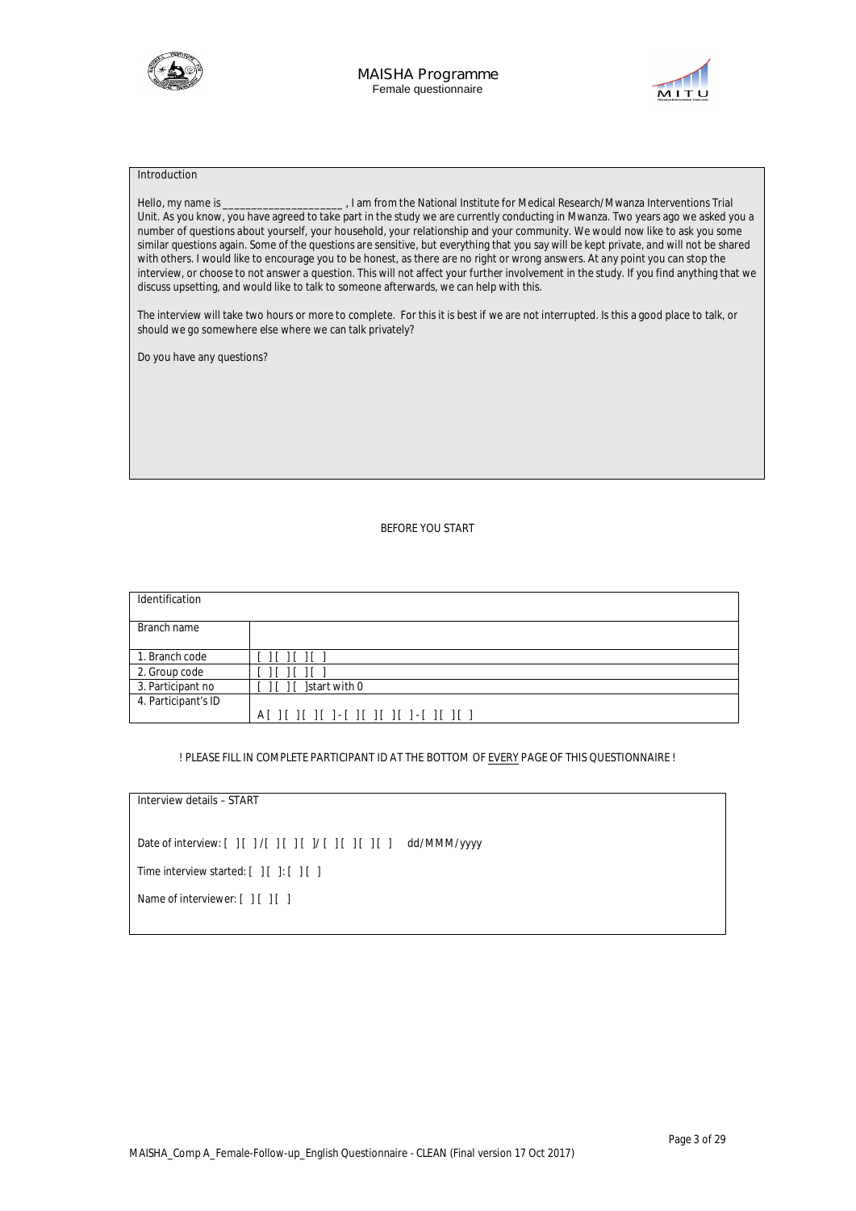## Introduction

Hello, my name is _____________________ , I am from the National Institute for Medical Research/Mwanza Interventions Trial Unit. As you know, you have agreed to take part in the study we are currently conducting in Mwanza. Two years ago we asked you a number of questions about yourself, your household, your relationship and your community. We would now like to ask you some similar questions again. Some of the questions are sensitive, but everything that you say will be kept private, and will not be shared with others. I would like to encourage you to be honest, as there are no right or wrong answers. At any point you can stop the interview, or choose to not answer a question. This will not affect your further involvement in the study. If you find anything that we discuss upsetting, and would like to talk to someone afterwards, we can help with this.

The interview will take two hours or more to complete. For this it is best if we are not interrupted. Is this a good place to talk, or should we go somewhere else where we can talk privately?

Do you have any questions?

BEFORE YOU START

| Identification | |
|---|---|
| Branch name | |
| 1. Branch code | [ ][ ][ ][ ] |
| 2. Group code | [ ][ ][ ][ ] |
| 3. Participant no | [ ][ ][ ]start with 0 |
| 4. Participant's ID | A[ ][ ][ ][ ]-[ ][ ][ ][ ]-[ ][ ][ ] |

! PLEASE FILL IN COMPLETE PARTICIPANT ID AT THE BOTTOM OF EVERY PAGE OF THIS QUESTIONNAIRE !

Interview details – START

Date of interview: [ ][ ]/[ ][ ][ ]/[ ][ ][ ][ ] dd/MMM/yyyy

Time interview started: [ ][ ]:[ ][ ]

Name of interviewer: [ ][ ][ ]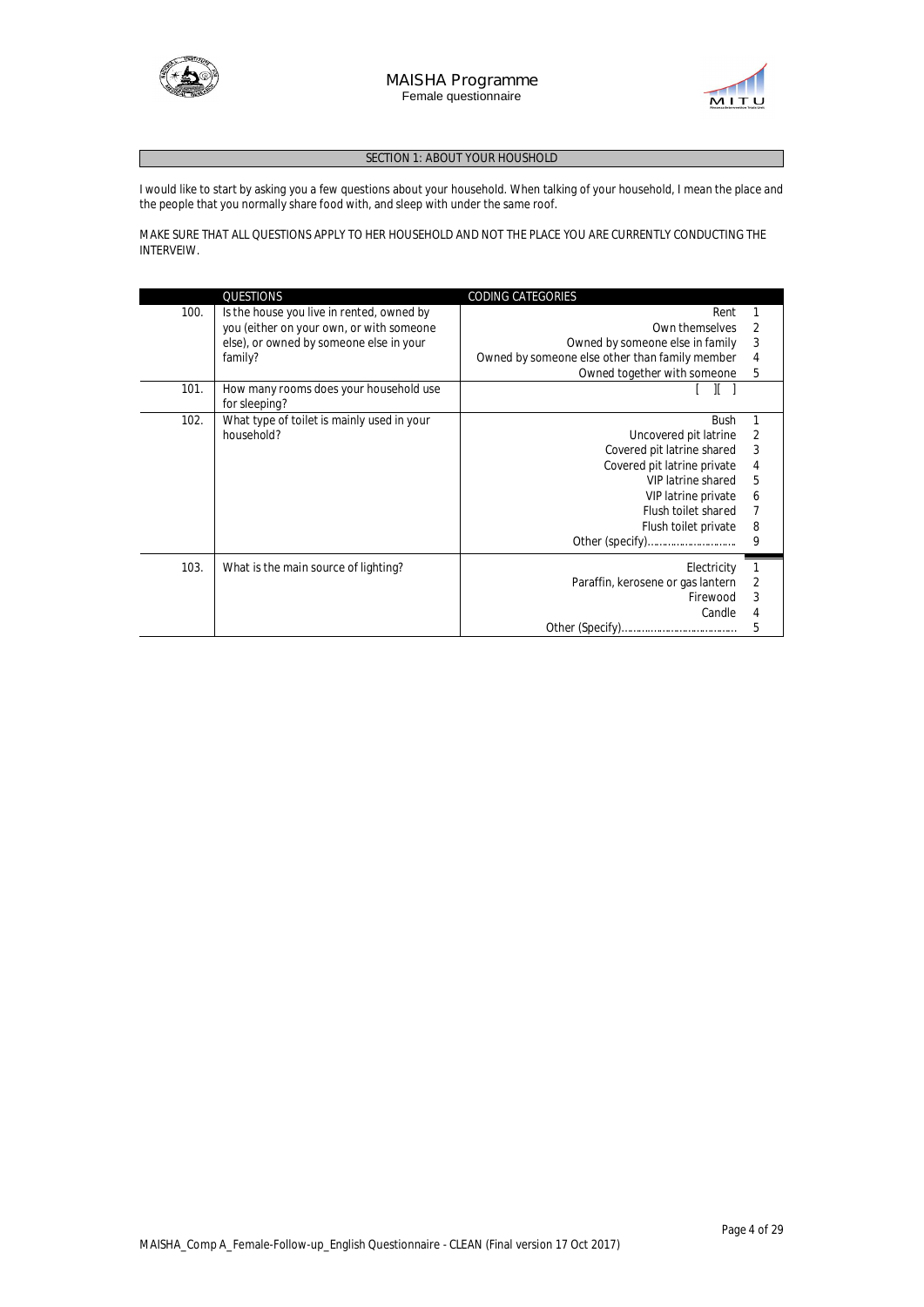## SECTION 1: ABOUT YOUR HOUSHOLD

I would like to start by asking you a few questions about your household. When talking of your household, I mean the place and the people that you normally share food with, and sleep with under the same roof.

MAKE SURE THAT ALL QUESTIONS APPLY TO HER HOUSEHOLD AND NOT THE PLACE YOU ARE CURRENTLY CONDUCTING THE INTERVEIW.

| | QUESTIONS | CODING CATEGORIES | |
|---|---|---|---|
| 100. | Is the house you live in rented, owned by you (either on your own, or with someone else), or owned by someone else in your family? | Rent<br>Own themselves<br>Owned by someone else in family<br>Owned by someone else other than family member<br>Owned together with someone | 1<br>2<br>3<br>4<br>5 |
| 101. | How many rooms does your household use for sleeping? | [ ][ ] | |
| 102. | What type of toilet is mainly used in your household? | Bush<br>Uncovered pit latrine<br>Covered pit latrine shared<br>Covered pit latrine private<br>VIP latrine shared<br>VIP latrine private<br>Flush toilet shared<br>Flush toilet private<br>Other (specify)………………………… | 1<br>2<br>3<br>4<br>5<br>6<br>7<br>8<br>9 |
| 103. | What is the main source of lighting? | Electricity<br>Paraffin, kerosene or gas lantern<br>Firewood<br>Candle<br>Other (Specify)……………………………… | 1<br>2<br>3<br>4<br>5 |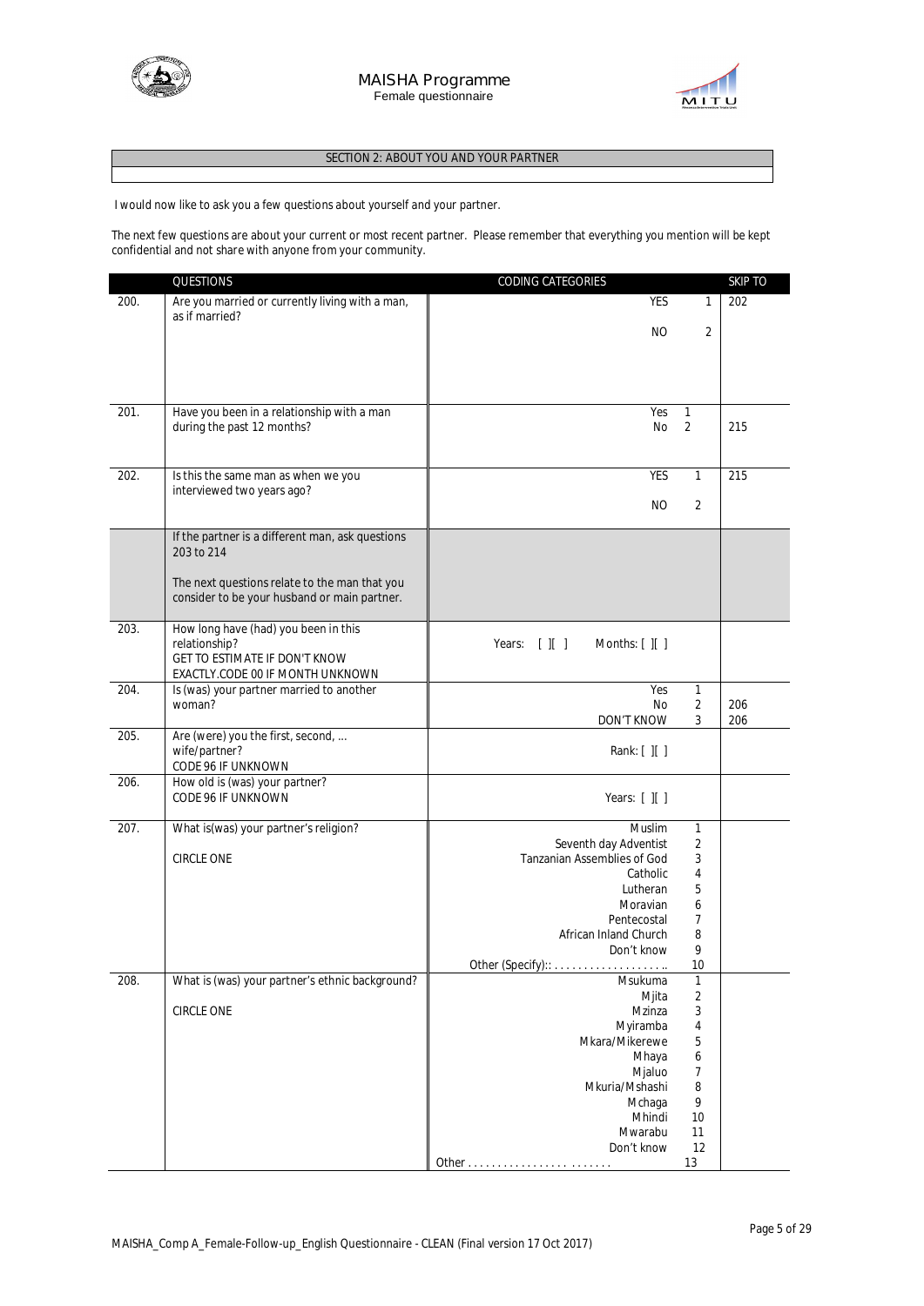## SECTION 2: ABOUT YOU AND YOUR PARTNER

I would now like to ask you a few questions about yourself and your partner.

The next few questions are about your current or most recent partner. Please remember that everything you mention will be kept confidential and not share with anyone from your community.

| | QUESTIONS | CODING CATEGORIES | | SKIP TO |
|---|---|---|---|---|
| 200. | Are you married or currently living with a man, as if married? | YES<br>NO | 1<br>2 | 202 |
| 201. | Have you been in a relationship with a man during the past 12 months? | Yes<br>No | 1<br>2 | <br>215 |
| 202. | Is this the same man as when we you interviewed two years ago? | YES<br>NO | 1<br>2 | 215 |
| | If the partner is a different man, ask questions 203 to 214<br><br>The next questions relate to the man that you consider to be your husband or main partner. | | | |
| 203. | How long have (had) you been in this relationship?<br>GET TO ESTIMATE IF DON'T KNOW EXACTLY.CODE 00 IF MONTH UNKNOWN | Years: [ ][ ] Months: [ ][ ] | | |
| 204. | Is (was) your partner married to another woman? | Yes<br>No<br>DON'T KNOW | 1<br>2<br>3 | <br>206<br>206 |
| 205. | Are (were) you the first, second, ... wife/partner?<br>CODE 96 IF UNKNOWN | Rank: [ ][ ] | | |
| 206. | How old is (was) your partner?<br>CODE 96 IF UNKNOWN | Years: [ ][ ] | | |
| 207. | What is(was) your partner's religion?<br><br>CIRCLE ONE | Muslim<br>Seventh day Adventist<br>Tanzanian Assemblies of God<br>Catholic<br>Lutheran<br>Moravian<br>Pentecostal<br>African Inland Church<br>Don't know<br>Other (Specify):: .................. | 1<br>2<br>3<br>4<br>5<br>6<br>7<br>8<br>9<br>10 | |
| 208. | What is (was) your partner's ethnic background?<br><br>CIRCLE ONE | Msukuma<br>Mjita<br>Mzinza<br>Myiramba<br>Mkara/Mikerewe<br>Mhaya<br>Mjaluo<br>Mkuria/Mshashi<br>Mchaga<br>Mhindi<br>Mwarabu<br>Don't know<br>Other ......................... | 1<br>2<br>3<br>4<br>5<br>6<br>7<br>8<br>9<br>10<br>11<br>12<br>13 | |

MAISHA_Comp A_Female-Follow-up_English Questionnaire - CLEAN (Final version 17 Oct 2017)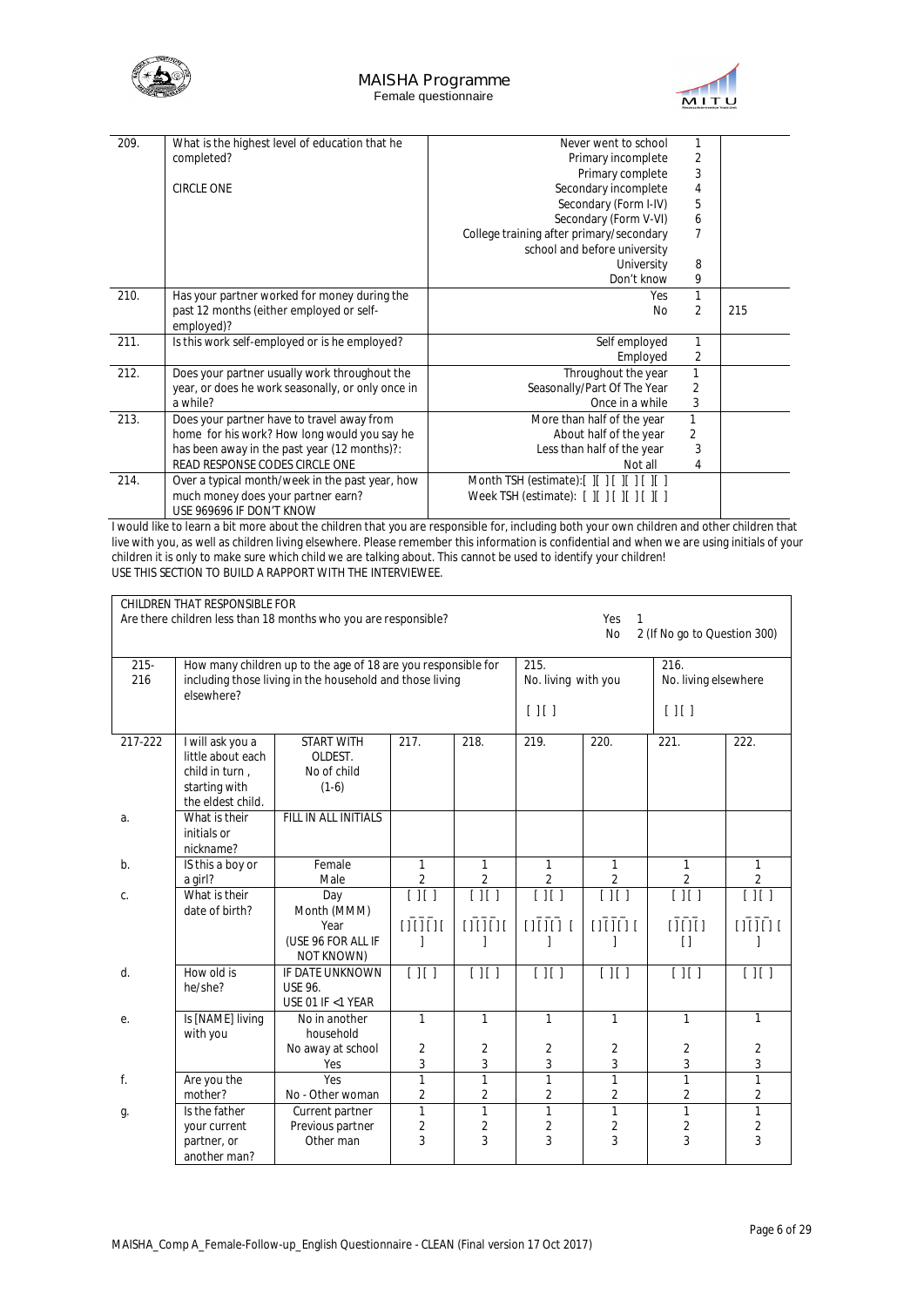| | | | | |
|---|---|---|---|---|
| 209. | What is the highest level of education that he completed?<br><br>CIRCLE ONE | Never went to school<br>Primary incomplete<br>Primary complete<br>Secondary incomplete<br>Secondary (Form I-IV)<br>Secondary (Form V-VI)<br>College training after primary/secondary school and before university<br>University<br>Don't know | 1<br>2<br>3<br>4<br>5<br>6<br>7<br><br>8<br>9 | |
| 210. | Has your partner worked for money during the past 12 months (either employed or self-employed)? | Yes<br>No | 1<br>2 | 215 |
| 211. | Is this work self-employed or is he employed? | Self employed<br>Employed | 1<br>2 | |
| 212. | Does your partner usually work throughout the year, or does he work seasonally, or only once in a while? | Throughout the year<br>Seasonally/Part Of The Year<br>Once in a while | 1<br>2<br>3 | |
| 213. | Does your partner have to travel away from home for his work? How long would you say he has been away in the past year (12 months)?:<br>READ RESPONSE CODES CIRCLE ONE | More than half of the year<br>About half of the year<br>Less than half of the year<br>Not all | 1<br>2<br>3<br>4 | |
| 214. | Over a typical month/week in the past year, how much money does your partner earn?<br>USE 969696 IF DON'T KNOW | Month TSH (estimate):[ ][ ][ ][ ][ ][ ]<br>Week TSH (estimate): [ ][ ][ ][ ][ ][ ] | | |

I would like to learn a bit more about the children that you are responsible for, including both your own children and other children that live with you, as well as children living elsewhere. Please remember this information is confidential and when we are using initials of your children it is only to make sure which child we are talking about. This cannot be used to identify your children!
USE THIS SECTION TO BUILD A RAPPORT WITH THE INTERVIEWEE.

CHILDREN THAT RESPONSIBLE FOR
Are there children less than 18 months who you are responsible? Yes 1 / No 2 (If No go to Question 300)

| | | | | | | | | |
|---|---|---|---|---|---|---|---|---|
| 215-216 | How many children up to the age of 18 are you responsible for including those living in the household and those living elsewhere? | | | | 215.<br>No. living with you<br>[ ][ ] | | 216.<br>No. living elsewhere<br>[ ][ ] | |
| 217-222 | I will ask you a little about each child in turn , starting with the eldest child. | START WITH OLDEST.<br>No of child<br>(1-6) | 217. | 218. | 219. | 220. | 221. | 222. |
| a. | What is their initials or nickname? | FILL IN ALL INITIALS | | | | | | |
| b. | IS this a boy or a girl? | Female<br>Male | 1<br>2 | 1<br>2 | 1<br>2 | 1<br>2 | 1<br>2 | 1<br>2 |
| c. | What is their date of birth? | Day<br>Month (MMM)<br>Year<br>(USE 96 FOR ALL IF NOT KNOWN) | [ ][ ]<br>[ ][ ][ ][ ][ ] | [ ][ ]<br>[ ][ ][ ][ ][ ] | [ ][ ]<br>[ ][ ][ ][ ][ ] | [ ][ ]<br>[ ][ ][ ][ ][ ] | [ ][ ]<br>[ ][ ][ ][ ][ ] | [ ][ ]<br>[ ][ ][ ][ ][ ] |
| d. | How old is he/she? | IF DATE UNKNOWN USE 96.<br>USE 01 IF <1 YEAR | [ ][ ] | [ ][ ] | [ ][ ] | [ ][ ] | [ ][ ] | [ ][ ] |
| e. | Is [NAME] living with you | No in another household<br>No away at school<br>Yes | 1<br>2<br>3 | 1<br>2<br>3 | 1<br>2<br>3 | 1<br>2<br>3 | 1<br>2<br>3 | 1<br>2<br>3 |
| f. | Are you the mother? | Yes<br>No - Other woman | 1<br>2 | 1<br>2 | 1<br>2 | 1<br>2 | 1<br>2 | 1<br>2 |
| g. | Is the father your current partner, or another man? | Current partner<br>Previous partner<br>Other man | 1<br>2<br>3 | 1<br>2<br>3 | 1<br>2<br>3 | 1<br>2<br>3 | 1<br>2<br>3 | 1<br>2<br>3 |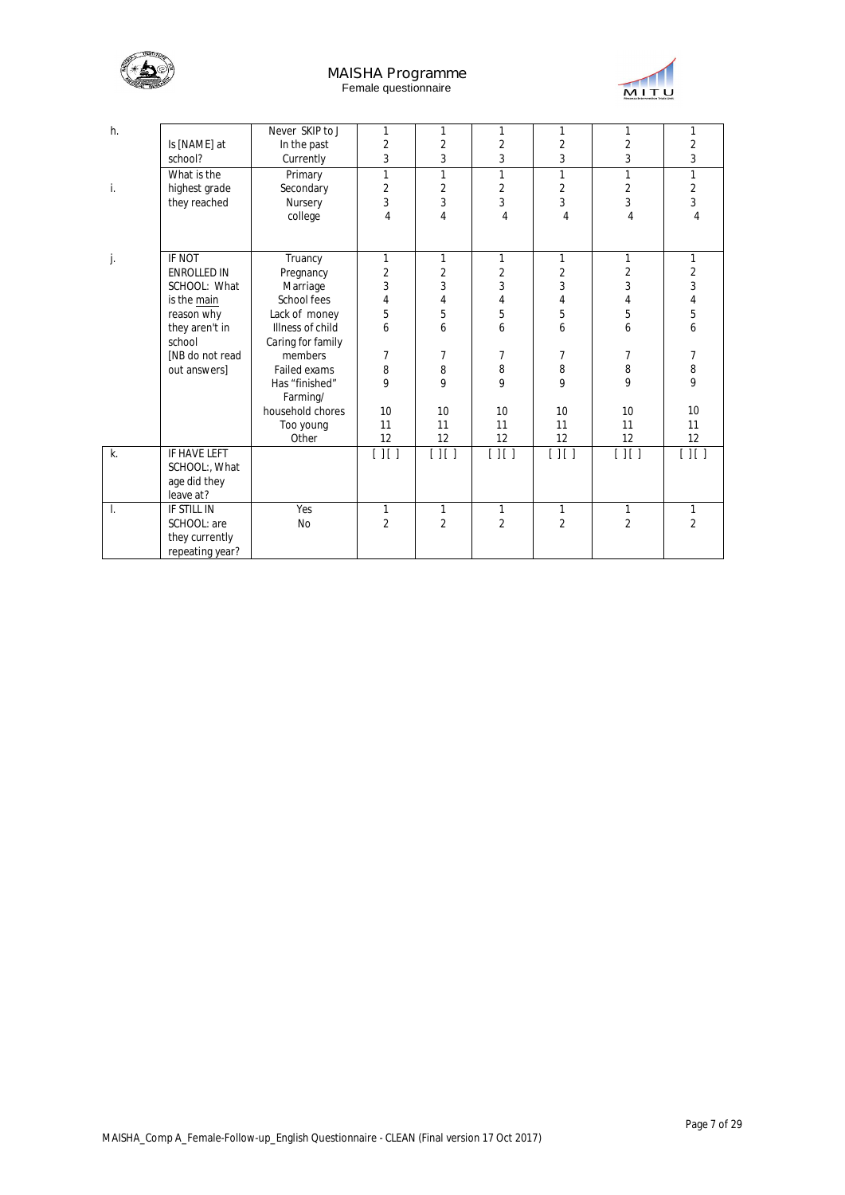| | | | | | | | | |
|---|---|---|---|---|---|---|---|---|
| h. | Is [NAME] at school? | Never SKIP to J<br>In the past<br>Currently | 1<br>2<br>3 | 1<br>2<br>3 | 1<br>2<br>3 | 1<br>2<br>3 | 1<br>2<br>3 | 1<br>2<br>3 |
| i. | What is the highest grade they reached | Primary<br>Secondary<br>Nursery<br>college | 1<br>2<br>3<br>4 | 1<br>2<br>3<br>4 | 1<br>2<br>3<br>4 | 1<br>2<br>3<br>4 | 1<br>2<br>3<br>4 | 1<br>2<br>3<br>4 |
| j. | IF NOT ENROLLED IN SCHOOL: What is the <u>main</u> reason why they aren't in school [NB do not read out answers] | Truancy<br>Pregnancy<br>Marriage<br>School fees<br>Lack of money<br>Illness of child<br>Caring for family members<br>Failed exams<br>Has "finished"<br>Farming/ household chores<br>Too young<br>Other | 1<br>2<br>3<br>4<br>5<br>6<br>7<br>8<br>9<br>10<br>11<br>12 | 1<br>2<br>3<br>4<br>5<br>6<br>7<br>8<br>9<br>10<br>11<br>12 | 1<br>2<br>3<br>4<br>5<br>6<br>7<br>8<br>9<br>10<br>11<br>12 | 1<br>2<br>3<br>4<br>5<br>6<br>7<br>8<br>9<br>10<br>11<br>12 | 1<br>2<br>3<br>4<br>5<br>6<br>7<br>8<br>9<br>10<br>11<br>12 | 1<br>2<br>3<br>4<br>5<br>6<br>7<br>8<br>9<br>10<br>11<br>12 |
| k. | IF HAVE LEFT SCHOOL:, What age did they leave at? | | [ ][ ] | [ ][ ] | [ ][ ] | [ ][ ] | [ ][ ] | [ ][ ] |
| l. | IF STILL IN SCHOOL: are they currently repeating year? | Yes<br>No | 1<br>2 | 1<br>2 | 1<br>2 | 1<br>2 | 1<br>2 | 1<br>2 |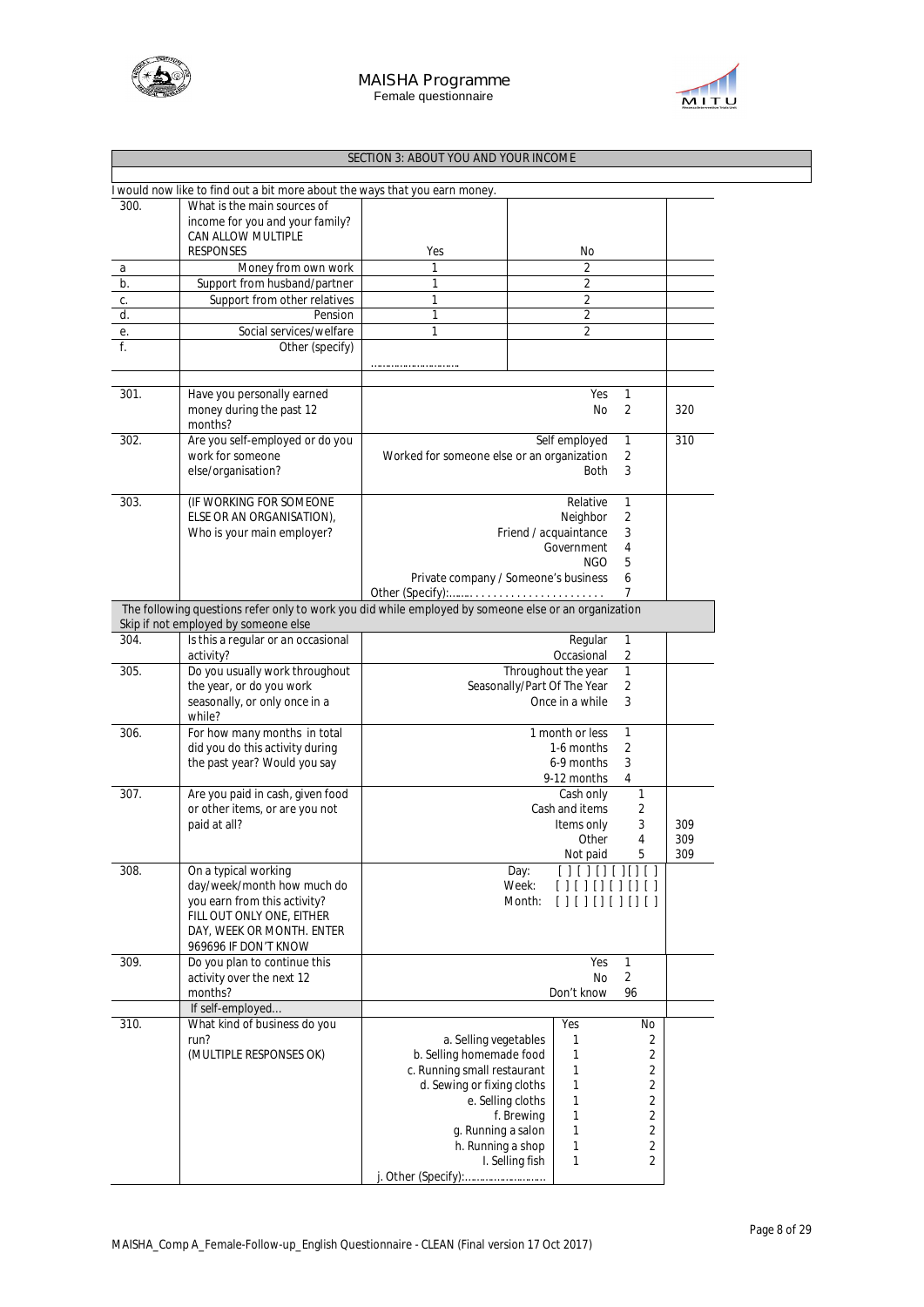## SECTION 3: ABOUT YOU AND YOUR INCOME

I would now like to find out a bit more about the ways that you earn money.

| | | | | |
|---|---|---|---|---|
| 300. | What is the main sources of income for you and your family? CAN ALLOW MULTIPLE RESPONSES | Yes | No | |
| a | Money from own work | 1 | 2 | |
| b. | Support from husband/partner | 1 | 2 | |
| c. | Support from other relatives | 1 | 2 | |
| d. | Pension | 1 | 2 | |
| e. | Social services/welfare | 1 | 2 | |
| f. | Other (specify) | ………………………… | | |

| | | | |
|---|---|---|---|
| 301. | Have you personally earned money during the past 12 months? | Yes 1<br>No 2 | 320 |
| 302. | Are you self-employed or do you work for someone else/organisation? | Self employed 1<br>Worked for someone else or an organization 2<br>Both 3 | 310 |
| 303. | (IF WORKING FOR SOMEONE ELSE OR AN ORGANISATION), Who is your main employer? | Relative 1<br>Neighbor 2<br>Friend / acquaintance 3<br>Government 4<br>NGO 5<br>Private company / Someone's business 6<br>Other (Specify):……… . . . . . . . . . . . . . . . . . . . . . . 7 | |

The following questions refer only to work you did while employed by someone else or an organization
Skip if not employed by someone else

| | | | |
|---|---|---|---|
| 304. | Is this a regular or an occasional activity? | Regular 1<br>Occasional 2 | |
| 305. | Do you usually work throughout the year, or do you work seasonally, or only once in a while? | Throughout the year 1<br>Seasonally/Part Of The Year 2<br>Once in a while 3 | |
| 306. | For how many months in total did you do this activity during the past year? Would you say | 1 month or less 1<br>1-6 months 2<br>6-9 months 3<br>9-12 months 4 | |
| 307. | Are you paid in cash, given food or other items, or are you not paid at all? | Cash only 1<br>Cash and items 2<br>Items only 3<br>Other 4<br>Not paid 5 | <br><br>309<br>309<br>309 |
| 308. | On a typical working day/week/month how much do you earn from this activity? FILL OUT ONLY ONE, EITHER DAY, WEEK OR MONTH. ENTER 969696 IF DON'T KNOW | Day: [ ] [ ] [] [ ] [] [ ]<br>Week: [ ] [ ] [] [ ] [] [ ]<br>Month: [ ] [ ] [] [ ] [] [ ] | |
| 309. | Do you plan to continue this activity over the next 12 months? | Yes 1<br>No 2<br>Don't know 96 | |

If self-employed…

| | | | | |
|---|---|---|---|---|
| 310. | What kind of business do you run? (MULTIPLE RESPONSES OK) | | Yes | No |
| | | a. Selling vegetables | 1 | 2 |
| | | b. Selling homemade food | 1 | 2 |
| | | c. Running small restaurant | 1 | 2 |
| | | d. Sewing or fixing cloths | 1 | 2 |
| | | e. Selling cloths | 1 | 2 |
| | | f. Brewing | 1 | 2 |
| | | g. Running a salon | 1 | 2 |
| | | h. Running a shop | 1 | 2 |
| | | I. Selling fish | 1 | 2 |
| | | j. Other (Specify):……………………… | | |

MAISHA_Comp A_Female-Follow-up_English Questionnaire - CLEAN (Final version 17 Oct 2017)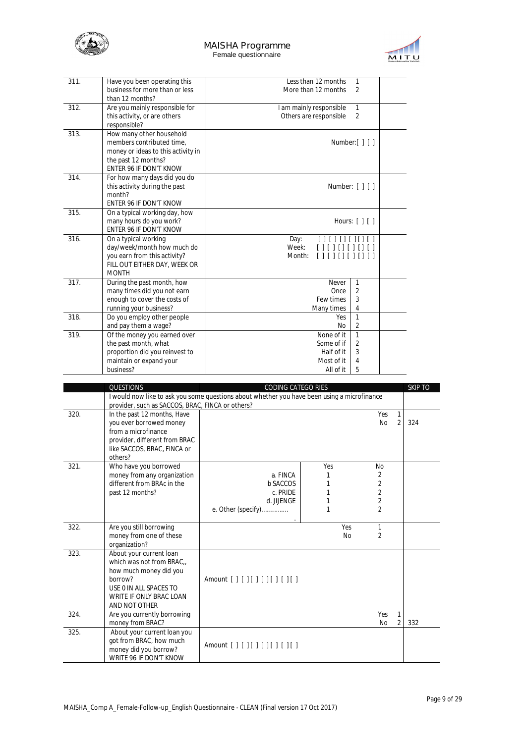| | | | |
|---|---|---|---|
| 311. | Have you been operating this business for more than or less than 12 months? | Less than 12 months 1<br>More than 12 months 2 | |
| 312. | Are you mainly responsible for this activity, or are others responsible? | I am mainly responsible 1<br>Others are responsible 2 | |
| 313. | How many other household members contributed time, money or ideas to this activity in the past 12 months?<br>ENTER 96 IF DON'T KNOW | Number:[ ] [ ] | |
| 314. | For how many days did you do this activity during the past month?<br>ENTER 96 IF DON'T KNOW | Number: [ ] [ ] | |
| 315. | On a typical working day, how many hours do you work?<br>ENTER 96 IF DON'T KNOW | Hours: [ ] [ ] | |
| 316. | On a typical working day/week/month how much do you earn from this activity?<br>FILL OUT EITHER DAY, WEEK OR MONTH | Day: [ ] [ ] [ ] [ ] [ ] [ ]<br>Week: [ ] [ ] [ ] [ ] [ ] [ ]<br>Month: [ ] [ ] [ ] [ ] [ ] [ ] | |
| 317. | During the past month, how many times did you not earn enough to cover the costs of running your business? | Never 1<br>Once 2<br>Few times 3<br>Many times 4 | |
| 318. | Do you employ other people and pay them a wage? | Yes 1<br>No 2 | |
| 319. | Of the money you earned over the past month, what proportion did you reinvest to maintain or expand your business? | None of it 1<br>Some of if 2<br>Half of it 3<br>Most of it 4<br>All of it 5 | |

| | QUESTIONS | CODING CATEGO RIES | | | SKIP TO |
|---|---|---|---|---|---|
| | I would now like to ask you some questions about whether you have been using a microfinance provider, such as SACCOS, BRAC, FINCA or others? | | | | |
| 320. | In the past 12 months, Have you ever borrowed money from a microfinance provider, different from BRAC like SACCOS, BRAC, FINCA or others? | | | Yes 1<br>No 2 | <br>324 |
| 321. | Who have you borrowed money from any organization different from BRAc in the past 12 months? | <br>a. FINCA<br>b SACCOS<br>c. PRIDE<br>d. JIJENGE<br>e. Other (specify)…………… | Yes<br>1<br>1<br>1<br>1<br>1 | No<br>2<br>2<br>2<br>2<br>2 | |
| 322. | Are you still borrowing money from one of these organization? | | Yes<br>No | 1<br>2 | |
| 323. | About your current loan which was not from BRAC,, how much money did you borrow?<br>USE 0 IN ALL SPACES TO WRITE IF ONLY BRAC LOAN AND NOT OTHER | Amount [ ] [ ][ ] [ ][ ] [ ][ ] | | | |
| 324. | Are you currently borrowing money from BRAC? | | | Yes 1<br>No 2 | <br>332 |
| 325. | About your current loan you got from BRAC, how much money did you borrow?<br>WRITE 96 IF DON'T KNOW | Amount [ ] [ ][ ] [ ][ ] [ ][ ] | | | |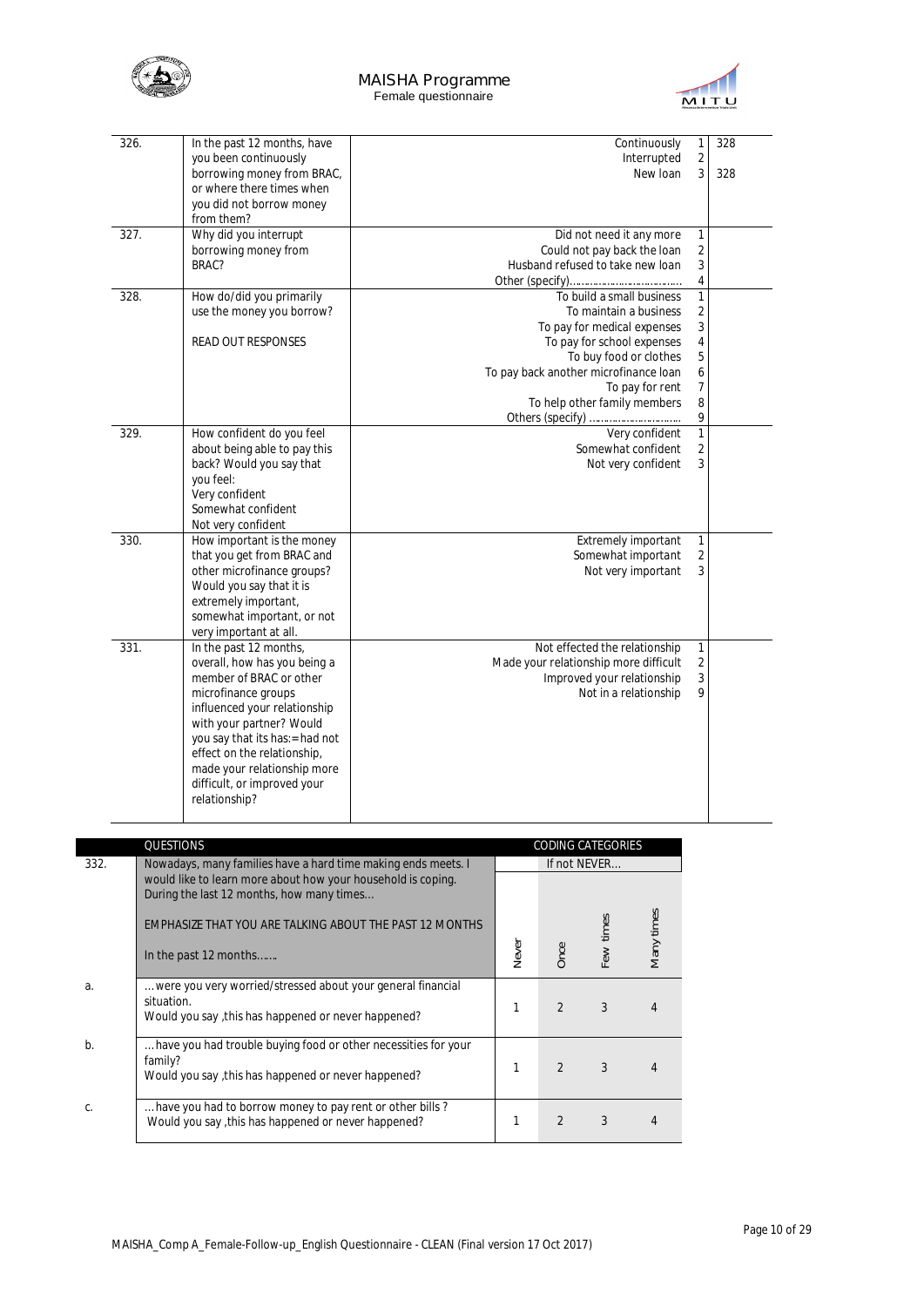| | | | | |
|---|---|---|---|---|
| 326. | In the past 12 months, have you been continuously borrowing money from BRAC, or where there times when you did not borrow money from them? | Continuously<br>Interrupted<br>New loan | 1<br>2<br>3 | 328<br><br>328 |
| 327. | Why did you interrupt borrowing money from BRAC? | Did not need it any more<br>Could not pay back the loan<br>Husband refused to take new loan<br>Other (specify)………………………………… | 1<br>2<br>3<br>4 | |
| 328. | How do/did you primarily use the money you borrow?<br><br>READ OUT RESPONSES | To build a small business<br>To maintain a business<br>To pay for medical expenses<br>To pay for school expenses<br>To buy food or clothes<br>To pay back another microfinance loan<br>To pay for rent<br>To help other family members<br>Others (specify) ………………………… | 1<br>2<br>3<br>4<br>5<br>6<br>7<br>8<br>9 | |
| 329. | How confident do you feel about being able to pay this back? Would you say that you feel:<br>Very confident<br>Somewhat confident<br>Not very confident | Very confident<br>Somewhat confident<br>Not very confident | 1<br>2<br>3 | |
| 330. | How important is the money that you get from BRAC and other microfinance groups? Would you say that it is extremely important, somewhat important, or not very important at all. | Extremely important<br>Somewhat important<br>Not very important | 1<br>2<br>3 | |
| 331. | In the past 12 months, overall, how has you being a member of BRAC or other microfinance groups influenced your relationship with your partner? Would you say that its has:= had not effect on the relationship, made your relationship more difficult, or improved your relationship? | Not effected the relationship<br>Made your relationship more difficult<br>Improved your relationship<br>Not in a relationship | 1<br>2<br>3<br>9 | |

| | QUESTIONS | CODING CATEGORIES | | | |
|---|---|---|---|---|---|
| 332. | Nowadays, many families have a hard time making ends meets. I would like to learn more about how your household is coping. During the last 12 months, how many times…<br><br>EMPHASIZE THAT YOU ARE TALKING ABOUT THE PAST 12 MONTHS<br><br>In the past 12 months……. | If not NEVER… | | | |
| | | Never | Once | Few times | Many times |
| a. | … were you very worried/stressed about your general financial situation.<br>Would you say ,this has happened or never happened? | 1 | 2 | 3 | 4 |
| b. | … have you had trouble buying food or other necessities for your family?<br>Would you say ,this has happened or never happened? | 1 | 2 | 3 | 4 |
| c. | … have you had to borrow money to pay rent or other bills ?<br>Would you say ,this has happened or never happened? | 1 | 2 | 3 | 4 |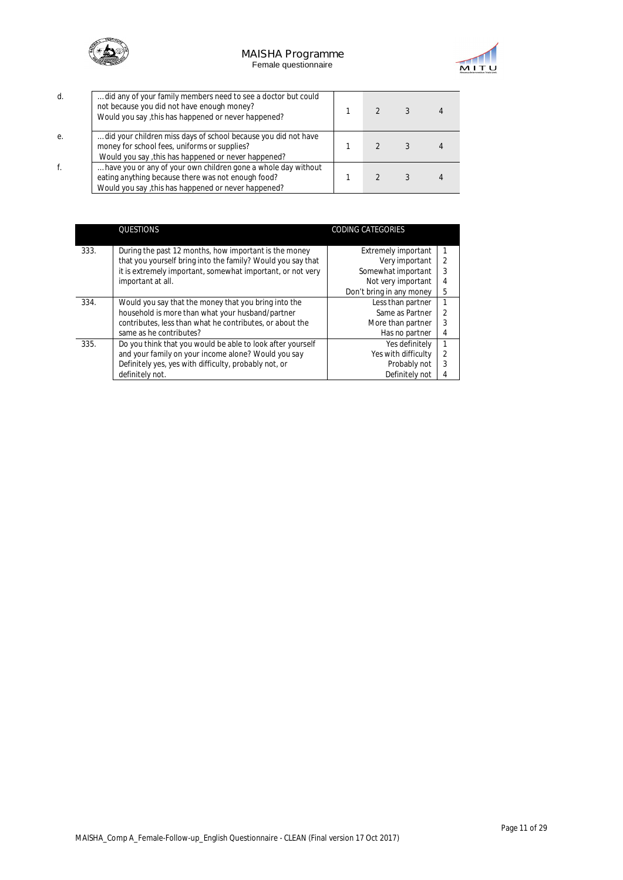| | | | | | |
|---|---|---|---|---|---|
| d. | … did any of your family members need to see a doctor but could not because you did not have enough money? Would you say ,this has happened or never happened? | 1 | 2 | 3 | 4 |
| e. | … did your children miss days of school because you did not have money for school fees, uniforms or supplies? Would you say ,this has happened or never happened? | 1 | 2 | 3 | 4 |
| f. | … have you or any of your own children gone a whole day without eating anything because there was not enough food? Would you say ,this has happened or never happened? | 1 | 2 | 3 | 4 |

| | QUESTIONS | CODING CATEGORIES | |
|---|---|---|---|
| 333. | During the past 12 months, how important is the money that you yourself bring into the family? Would you say that it is extremely important, somewhat important, or not very important at all. | Extremely important<br>Very important<br>Somewhat important<br>Not very important<br>Don't bring in any money | 1<br>2<br>3<br>4<br>5 |
| 334. | Would you say that the money that you bring into the household is more than what your husband/partner contributes, less than what he contributes, or about the same as he contributes? | Less than partner<br>Same as Partner<br>More than partner<br>Has no partner | 1<br>2<br>3<br>4 |
| 335. | Do you think that you would be able to look after yourself and your family on your income alone? Would you say Definitely yes, yes with difficulty, probably not, or definitely not. | Yes definitely<br>Yes with difficulty<br>Probably not<br>Definitely not | 1<br>2<br>3<br>4 |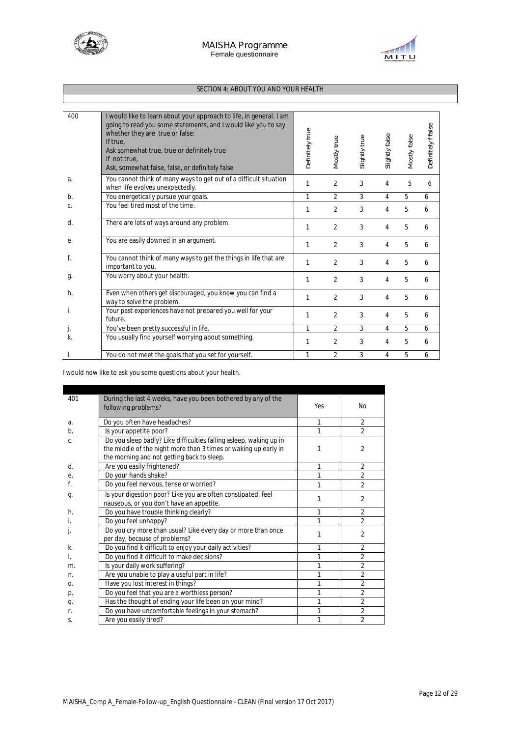## SECTION 4: ABOUT YOU AND YOUR HEALTH

| 400 | I would like to learn about your approach to life, in general. I am going to read you some statements, and I would like you to say whether they are true or false: If true, Ask somewhat true, true or definitely true If not true, Ask, somewhat false, false, or definitely false | Definitely true | Mostly true | Slightly true | Slightly false | Mostly false | Definitely f false |
|---|---|---|---|---|---|---|---|
| a. | You cannot think of many ways to get out of a difficult situation when life evolves unexpectedly. | 1 | 2 | 3 | 4 | 5 | 6 |
| b. | You energetically pursue your goals. | 1 | 2 | 3 | 4 | 5 | 6 |
| c. | You feel tired most of the time. | 1 | 2 | 3 | 4 | 5 | 6 |
| d. | There are lots of ways around any problem. | 1 | 2 | 3 | 4 | 5 | 6 |
| e. | You are easily downed in an argument. | 1 | 2 | 3 | 4 | 5 | 6 |
| f. | You cannot think of many ways to get the things in life that are important to you. | 1 | 2 | 3 | 4 | 5 | 6 |
| g. | You worry about your health. | 1 | 2 | 3 | 4 | 5 | 6 |
| h. | Even when others get discouraged, you know you can find a way to solve the problem. | 1 | 2 | 3 | 4 | 5 | 6 |
| i. | Your past experiences have not prepared you well for your future. | 1 | 2 | 3 | 4 | 5 | 6 |
| j. | You've been pretty successful in life. | 1 | 2 | 3 | 4 | 5 | 6 |
| k. | You usually find yourself worrying about something. | 1 | 2 | 3 | 4 | 5 | 6 |
| l. | You do not meet the goals that you set for yourself. | 1 | 2 | 3 | 4 | 5 | 6 |

I would now like to ask you some questions about your health.

| 401 | During the last 4 weeks, have you been bothered by any of the following problems? | Yes | No |
|---|---|---|---|
| a. | Do you often have headaches? | 1 | 2 |
| b. | Is your appetite poor? | 1 | 2 |
| c. | Do you sleep badly? Like difficulties falling asleep, waking up in the middle of the night more than 3 times or waking up early in the morning and not getting back to sleep. | 1 | 2 |
| d. | Are you easily frightened? | 1 | 2 |
| e. | Do your hands shake? | 1 | 2 |
| f. | Do you feel nervous, tense or worried? | 1 | 2 |
| g. | Is your digestion poor? Like you are often constipated, feel nauseous, or you don't have an appetite. | 1 | 2 |
| h. | Do you have trouble thinking clearly? | 1 | 2 |
| i. | Do you feel unhappy? | 1 | 2 |
| j. | Do you cry more than usual? Like every day or more than once per day, because of problems? | 1 | 2 |
| k. | Do you find it difficult to enjoy your daily activities? | 1 | 2 |
| l. | Do you find it difficult to make decisions? | 1 | 2 |
| m. | Is your daily work suffering? | 1 | 2 |
| n. | Are you unable to play a useful part in life? | 1 | 2 |
| o. | Have you lost interest in things? | 1 | 2 |
| p. | Do you feel that you are a worthless person? | 1 | 2 |
| q. | Has the thought of ending your life been on your mind? | 1 | 2 |
| r. | Do you have uncomfortable feelings in your stomach? | 1 | 2 |
| s. | Are you easily tired? | 1 | 2 |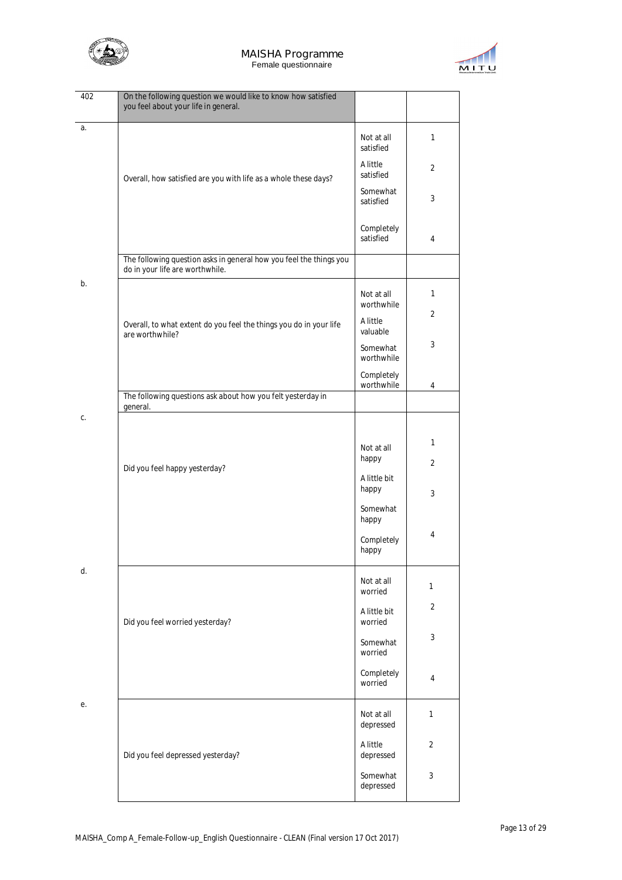| 402 | On the following question we would like to know how satisfied you feel about your life in general. | | |
|---|---|---|---|
| a. | Overall, how satisfied are you with life as a whole these days? | Not at all satisfied | 1 |
| | | A little satisfied | 2 |
| | | Somewhat satisfied | 3 |
| | | Completely satisfied | 4 |
| | The following question asks in general how you feel the things you do in your life are worthwhile. | | |
| b. | Overall, to what extent do you feel the things you do in your life are worthwhile? | Not at all worthwhile | 1 |
| | | A little valuable | 2 |
| | | Somewhat worthwhile | 3 |
| | | Completely worthwhile | 4 |
| | The following questions ask about how you felt yesterday in general. | | |
| c. | Did you feel happy yesterday? | Not at all happy | 1 |
| | | A little bit happy | 2 |
| | | Somewhat happy | 3 |
| | | Completely happy | 4 |
| d. | Did you feel worried yesterday? | Not at all worried | 1 |
| | | A little bit worried | 2 |
| | | Somewhat worried | 3 |
| | | Completely worried | 4 |
| e. | Did you feel depressed yesterday? | Not at all depressed | 1 |
| | | A little depressed | 2 |
| | | Somewhat depressed | 3 |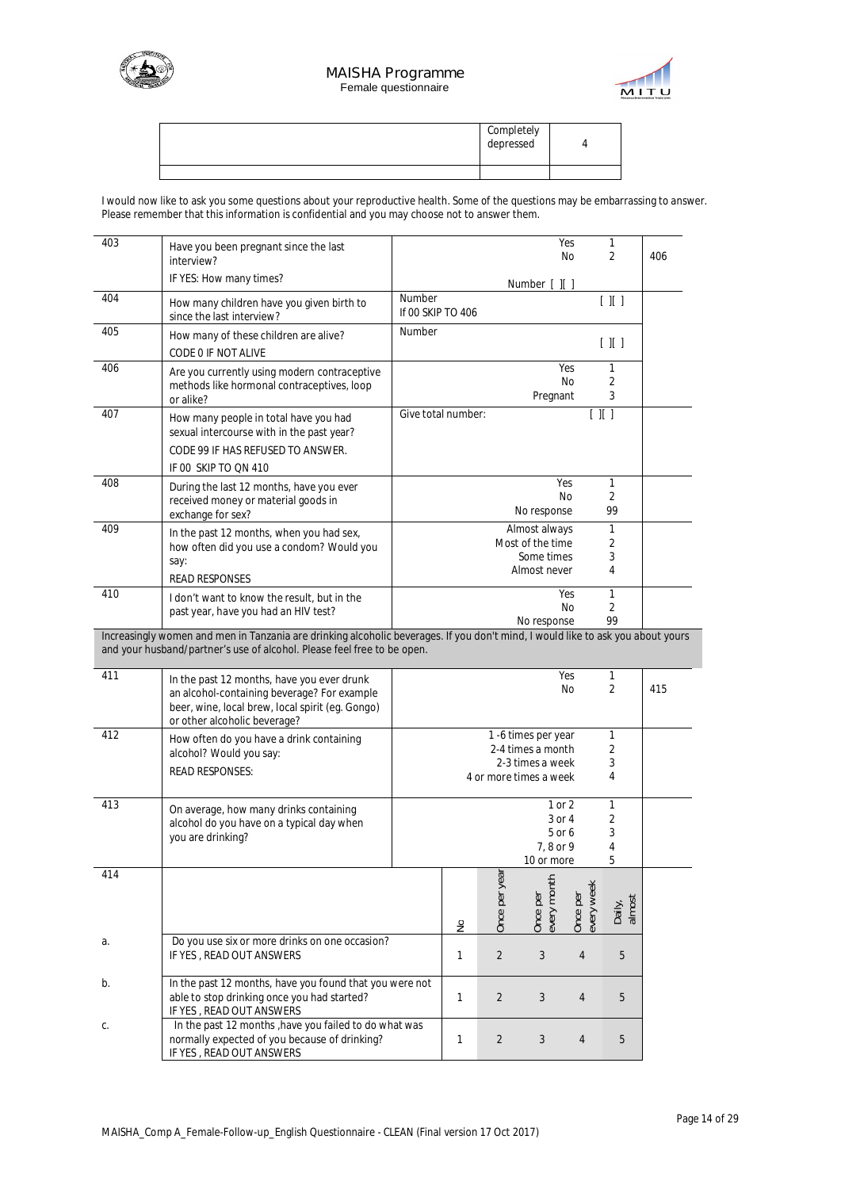| | Completely depressed | 4 |
|---|---|---|
| | | |

I would now like to ask you some questions about your reproductive health. Some of the questions may be embarrassing to answer. Please remember that this information is confidential and you may choose not to answer them.

| | | | |
|---|---|---|---|
| 403 | Have you been pregnant since the last interview?<br>IF YES: How many times? | Yes 1<br>No 2<br>Number [ ][ ] | 406 |
| 404 | How many children have you given birth to since the last interview? | Number [ ][ ]<br>If 00 SKIP TO 406 | |
| 405 | How many of these children are alive?<br>CODE 0 IF NOT ALIVE | Number [ ][ ] | |
| 406 | Are you currently using modern contraceptive methods like hormonal contraceptives, loop or alike? | Yes 1<br>No 2<br>Pregnant 3 | |
| 407 | How many people in total have you had sexual intercourse with in the past year?<br>CODE 99 IF HAS REFUSED TO ANSWER.<br>IF 00 SKIP TO QN 410 | Give total number: [ ][ ] | |
| 408 | During the last 12 months, have you ever received money or material goods in exchange for sex? | Yes 1<br>No 2<br>No response 99 | |
| 409 | In the past 12 months, when you had sex, how often did you use a condom? Would you say:<br>READ RESPONSES | Almost always 1<br>Most of the time 2<br>Some times 3<br>Almost never 4 | |
| 410 | I don't want to know the result, but in the past year, have you had an HIV test? | Yes 1<br>No 2<br>No response 99 | |

Increasingly women and men in Tanzania are drinking alcoholic beverages. If you don't mind, I would like to ask you about yours and your husband/partner's use of alcohol. Please feel free to be open.

| | | | |
|---|---|---|---|
| 411 | In the past 12 months, have you ever drunk an alcohol-containing beverage? For example beer, wine, local brew, local spirit (eg. Gongo) or other alcoholic beverage? | Yes 1<br>No 2 | 415 |
| 412 | How often do you have a drink containing alcohol? Would you say:<br>READ RESPONSES: | 1 -6 times per year 1<br>2-4 times a month 2<br>2-3 times a week 3<br>4 or more times a week 4 | |
| 413 | On average, how many drinks containing alcohol do you have on a typical day when you are drinking? | 1 or 2 1<br>3 or 4 2<br>5 or 6 3<br>7, 8 or 9 4<br>10 or more 5 | |

| 414 | | No | Once per year | Once per every month | Once per every week | Daily, almost |
|---|---|---|---|---|---|---|
| a. | Do you use six or more drinks on one occasion?<br>IF YES , READ OUT ANSWERS | 1 | 2 | 3 | 4 | 5 |
| b. | In the past 12 months, have you found that you were not able to stop drinking once you had started?<br>IF YES , READ OUT ANSWERS | 1 | 2 | 3 | 4 | 5 |
| c. | In the past 12 months ,have you failed to do what was normally expected of you because of drinking?<br>IF YES , READ OUT ANSWERS | 1 | 2 | 3 | 4 | 5 |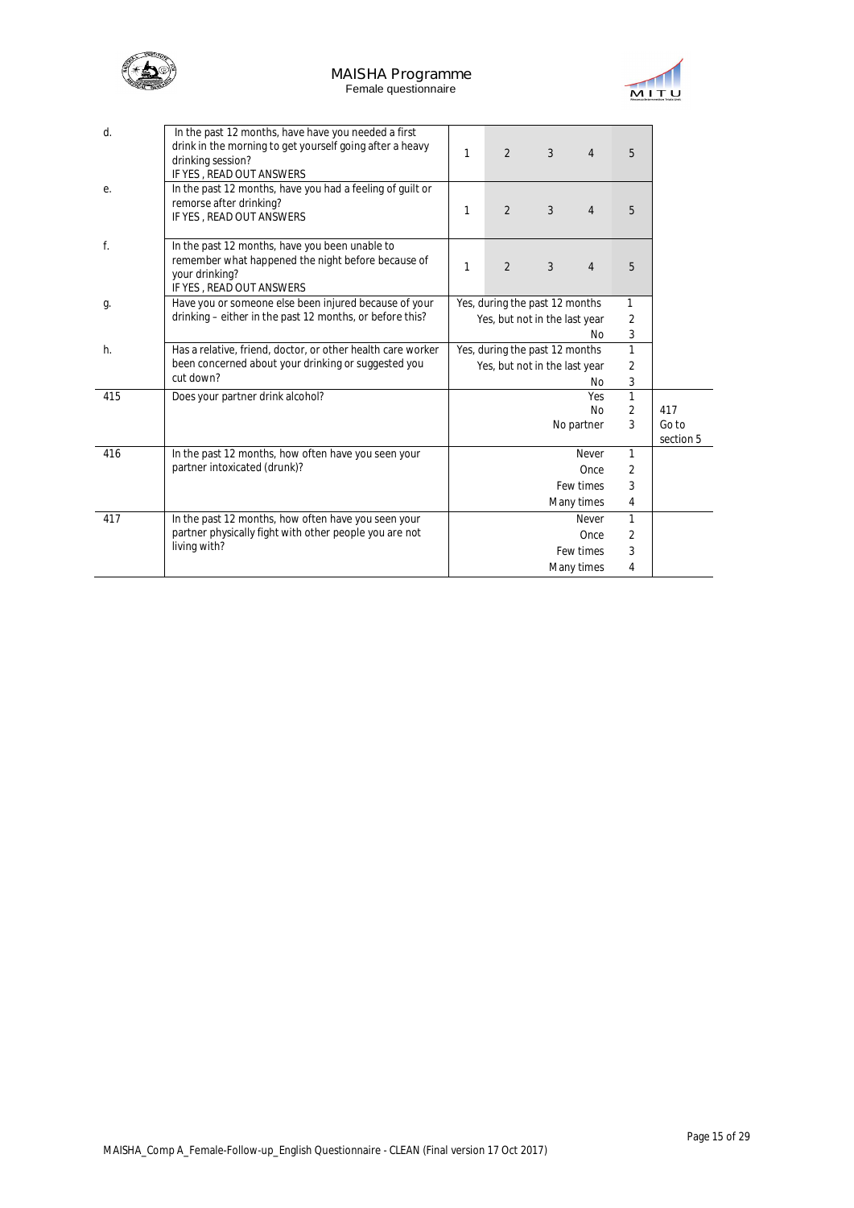| | | | | | | | |
|---|---|---|---|---|---|---|---|
| d. | In the past 12 months, have have you needed a first drink in the morning to get yourself going after a heavy drinking session? IF YES , READ OUT ANSWERS | 1 | 2 | 3 | 4 | 5 | |
| e. | In the past 12 months, have you had a feeling of guilt or remorse after drinking? IF YES , READ OUT ANSWERS | 1 | 2 | 3 | 4 | 5 | |
| f. | In the past 12 months, have you been unable to remember what happened the night before because of your drinking? IF YES , READ OUT ANSWERS | 1 | 2 | 3 | 4 | 5 | |
| g. | Have you or someone else been injured because of your drinking – either in the past 12 months, or before this? | Yes, during the past 12 months<br>Yes, but not in the last year<br>No | | | | 1<br>2<br>3 | |
| h. | Has a relative, friend, doctor, or other health care worker been concerned about your drinking or suggested you cut down? | Yes, during the past 12 months<br>Yes, but not in the last year<br>No | | | | 1<br>2<br>3 | |
| 415 | Does your partner drink alcohol? | Yes<br>No<br>No partner | | | | 1<br>2<br>3 | <br>417<br>Go to section 5 |
| 416 | In the past 12 months, how often have you seen your partner intoxicated (drunk)? | Never<br>Once<br>Few times<br>Many times | | | | 1<br>2<br>3<br>4 | |
| 417 | In the past 12 months, how often have you seen your partner physically fight with other people you are not living with? | Never<br>Once<br>Few times<br>Many times | | | | 1<br>2<br>3<br>4 | |

MAISHA_Comp A_Female-Follow-up_English Questionnaire - CLEAN (Final version 17 Oct 2017)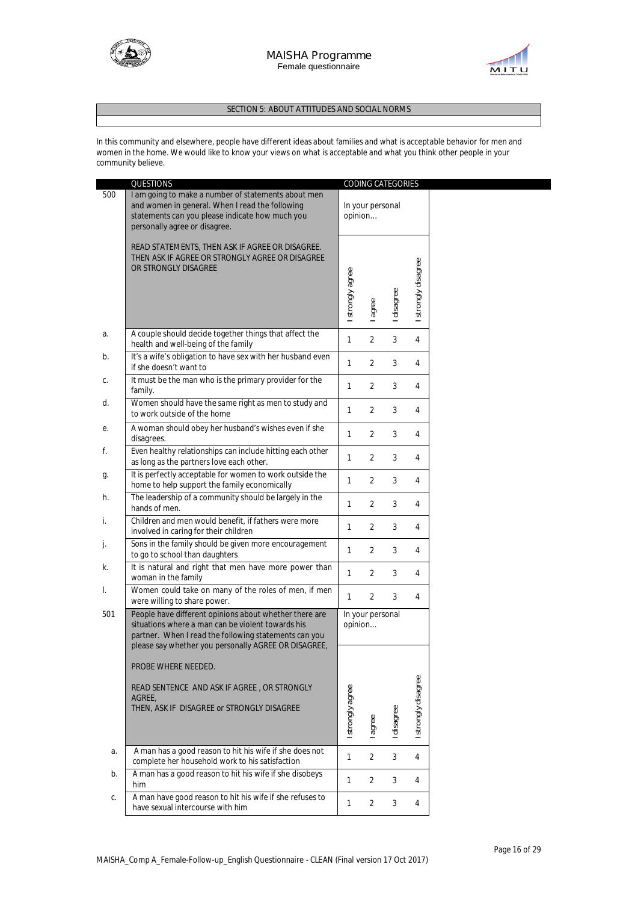## SECTION 5: ABOUT ATTITUDES AND SOCIAL NORMS

In this community and elsewhere, people have different ideas about families and what is acceptable behavior for men and women in the home. We would like to know your views on what is acceptable and what you think other people in your community believe.

| | QUESTIONS | CODING CATEGORIES | | | |
|---|---|---|---|---|---|
| 500 | I am going to make a number of statements about men and women in general. When I read the following statements can you please indicate how much you personally agree or disagree.<br><br>READ STATEMENTS, THEN ASK IF AGREE OR DISAGREE. THEN ASK IF AGREE OR STRONGLY AGREE OR DISAGREE OR STRONGLY DISAGREE | In your personal opinion… | | | |
| | | I strongly agree | I agree | I disagree | I strongly disagree |
| a. | A couple should decide together things that affect the health and well-being of the family | 1 | 2 | 3 | 4 |
| b. | It's a wife's obligation to have sex with her husband even if she doesn't want to | 1 | 2 | 3 | 4 |
| c. | It must be the man who is the primary provider for the family. | 1 | 2 | 3 | 4 |
| d. | Women should have the same right as men to study and to work outside of the home | 1 | 2 | 3 | 4 |
| e. | A woman should obey her husband's wishes even if she disagrees. | 1 | 2 | 3 | 4 |
| f. | Even healthy relationships can include hitting each other as long as the partners love each other. | 1 | 2 | 3 | 4 |
| g. | It is perfectly acceptable for women to work outside the home to help support the family economically | 1 | 2 | 3 | 4 |
| h. | The leadership of a community should be largely in the hands of men. | 1 | 2 | 3 | 4 |
| i. | Children and men would benefit, if fathers were more involved in caring for their children | 1 | 2 | 3 | 4 |
| j. | Sons in the family should be given more encouragement to go to school than daughters | 1 | 2 | 3 | 4 |
| k. | It is natural and right that men have more power than woman in the family | 1 | 2 | 3 | 4 |
| l. | Women could take on many of the roles of men, if men were willing to share power. | 1 | 2 | 3 | 4 |
| 501 | People have different opinions about whether there are situations where a man can be violent towards his partner. When I read the following statements can you please say whether you personally AGREE OR DISAGREE,<br><br>PROBE WHERE NEEDED.<br><br>READ SENTENCE AND ASK IF AGREE , OR STRONGLY AGREE,<br>THEN, ASK IF DISAGREE or STRONGLY DISAGREE | In your personal opinion… | | | |
| | | I strongly agree | I agree | I disagree | I strongly disagree |
| a. | A man has a good reason to hit his wife if she does not complete her household work to his satisfaction | 1 | 2 | 3 | 4 |
| b. | A man has a good reason to hit his wife if she disobeys him | 1 | 2 | 3 | 4 |
| c. | A man have good reason to hit his wife if she refuses to have sexual intercourse with him | 1 | 2 | 3 | 4 |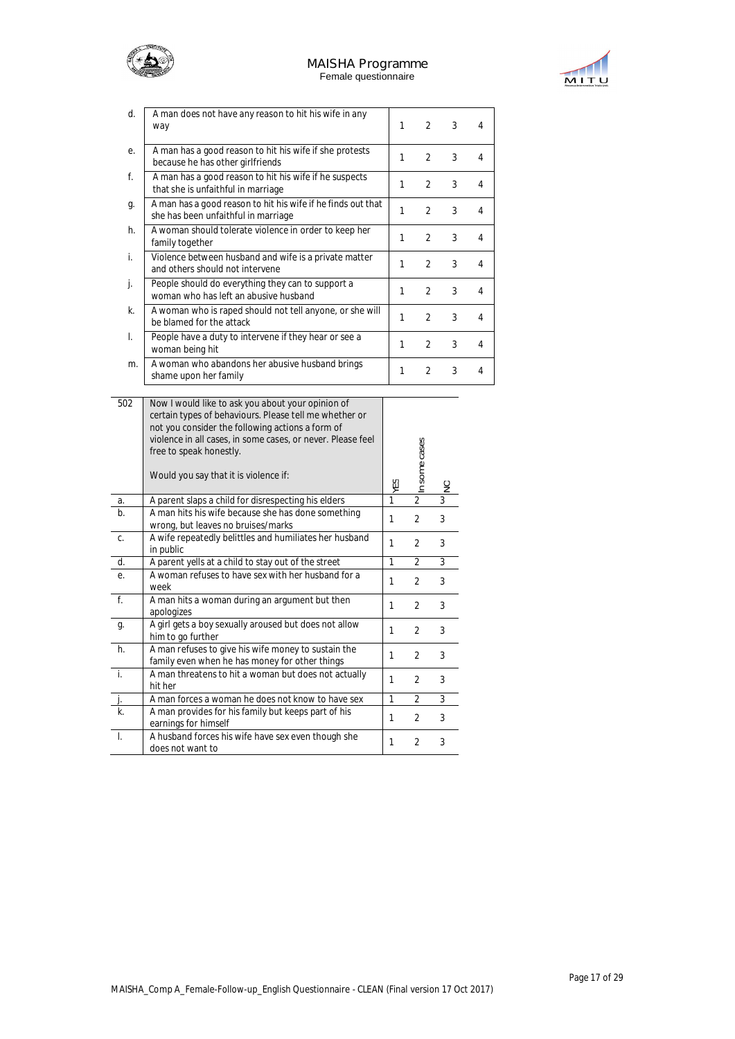| | | | | | |
|---|---|---|---|---|---|
| d. | A man does not have any reason to hit his wife in any way | 1 | 2 | 3 | 4 |
| e. | A man has a good reason to hit his wife if she protests because he has other girlfriends | 1 | 2 | 3 | 4 |
| f. | A man has a good reason to hit his wife if he suspects that she is unfaithful in marriage | 1 | 2 | 3 | 4 |
| g. | A man has a good reason to hit his wife if he finds out that she has been unfaithful in marriage | 1 | 2 | 3 | 4 |
| h. | A woman should tolerate violence in order to keep her family together | 1 | 2 | 3 | 4 |
| i. | Violence between husband and wife is a private matter and others should not intervene | 1 | 2 | 3 | 4 |
| j. | People should do everything they can to support a woman who has left an abusive husband | 1 | 2 | 3 | 4 |
| k. | A woman who is raped should not tell anyone, or she will be blamed for the attack | 1 | 2 | 3 | 4 |
| l. | People have a duty to intervene if they hear or see a woman being hit | 1 | 2 | 3 | 4 |
| m. | A woman who abandons her abusive husband brings shame upon her family | 1 | 2 | 3 | 4 |

| 502 | Now I would like to ask you about your opinion of certain types of behaviours. Please tell me whether or not you consider the following actions a form of violence in all cases, in some cases, or never. Please feel free to speak honestly.<br><br>Would you say that it is violence if: | YES | In some cases | NO |
|---|---|---|---|---|
| a. | A parent slaps a child for disrespecting his elders | 1 | 2 | 3 |
| b. | A man hits his wife because she has done something wrong, but leaves no bruises/marks | 1 | 2 | 3 |
| c. | A wife repeatedly belittles and humiliates her husband in public | 1 | 2 | 3 |
| d. | A parent yells at a child to stay out of the street | 1 | 2 | 3 |
| e. | A woman refuses to have sex with her husband for a week | 1 | 2 | 3 |
| f. | A man hits a woman during an argument but then apologizes | 1 | 2 | 3 |
| g. | A girl gets a boy sexually aroused but does not allow him to go further | 1 | 2 | 3 |
| h. | A man refuses to give his wife money to sustain the family even when he has money for other things | 1 | 2 | 3 |
| i. | A man threatens to hit a woman but does not actually hit her | 1 | 2 | 3 |
| j. | A man forces a woman he does not know to have sex | 1 | 2 | 3 |
| k. | A man provides for his family but keeps part of his earnings for himself | 1 | 2 | 3 |
| l. | A husband forces his wife have sex even though she does not want to | 1 | 2 | 3 |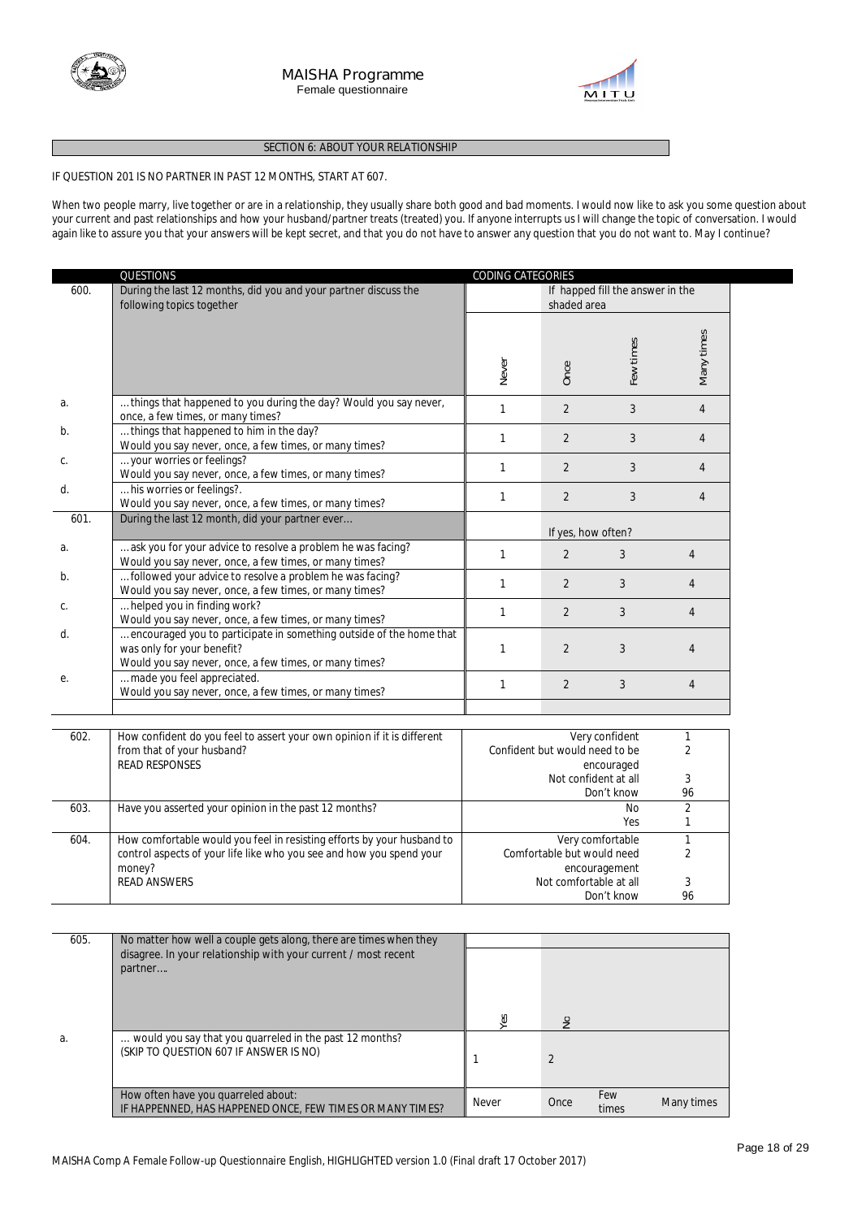SECTION 6: ABOUT YOUR RELATIONSHIP

IF QUESTION 201 IS NO PARTNER IN PAST 12 MONTHS, START AT 607.

When two people marry, live together or are in a relationship, they usually share both good and bad moments. I would now like to ask you some question about your current and past relationships and how your husband/partner treats (treated) you. If anyone interrupts us I will change the topic of conversation. I would again like to assure you that your answers will be kept secret, and that you do not have to answer any question that you do not want to. May I continue?

| | QUESTIONS | CODING CATEGORIES | | | |
|---|---|---|---|---|---|
| 600. | During the last 12 months, did you and your partner discuss the following topics together | | If happed fill the answer in the shaded area | | |
| | | Never | Once | Few times | Many times |
| a. | …things that happened to you during the day? Would you say never, once, a few times, or many times? | 1 | 2 | 3 | 4 |
| b. | …things that happened to him in the day? Would you say never, once, a few times, or many times? | 1 | 2 | 3 | 4 |
| c. | …your worries or feelings? Would you say never, once, a few times, or many times? | 1 | 2 | 3 | 4 |
| d. | …his worries or feelings?. Would you say never, once, a few times, or many times? | 1 | 2 | 3 | 4 |
| 601. | During the last 12 month, did your partner ever… | | If yes, how often? | | |
| a. | …ask you for your advice to resolve a problem he was facing? Would you say never, once, a few times, or many times? | 1 | 2 | 3 | 4 |
| b. | …followed your advice to resolve a problem he was facing? Would you say never, once, a few times, or many times? | 1 | 2 | 3 | 4 |
| c. | …helped you in finding work? Would you say never, once, a few times, or many times? | 1 | 2 | 3 | 4 |
| d. | …encouraged you to participate in something outside of the home that was only for your benefit? Would you say never, once, a few times, or many times? | 1 | 2 | 3 | 4 |
| e. | …made you feel appreciated. Would you say never, once, a few times, or many times? | 1 | 2 | 3 | 4 |

| | | | |
|---|---|---|---|
| 602. | How confident do you feel to assert your own opinion if it is different from that of your husband? READ RESPONSES | Very confident<br>Confident but would need to be encouraged<br>Not confident at all<br>Don't know | 1<br>2<br><br>3<br>96 |
| 603. | Have you asserted your opinion in the past 12 months? | No<br>Yes | 2<br>1 |
| 604. | How comfortable would you feel in resisting efforts by your husband to control aspects of your life like who you see and how you spend your money? READ ANSWERS | Very comfortable<br>Comfortable but would need encouragement<br>Not comfortable at all<br>Don't know | 1<br>2<br><br>3<br>96 |

| | | | | | |
|---|---|---|---|---|---|
| 605. | No matter how well a couple gets along, there are times when they disagree. In your relationship with your current / most recent partner…. | Yes | No | | |
| a. | … would you say that you quarreled in the past 12 months? (SKIP TO QUESTION 607 IF ANSWER IS NO) | 1 | 2 | | |
| | How often have you quarreled about: IF HAPPENNED, HAS HAPPENED ONCE, FEW TIMES OR MANY TIMES? | Never | Once | Few times | Many times |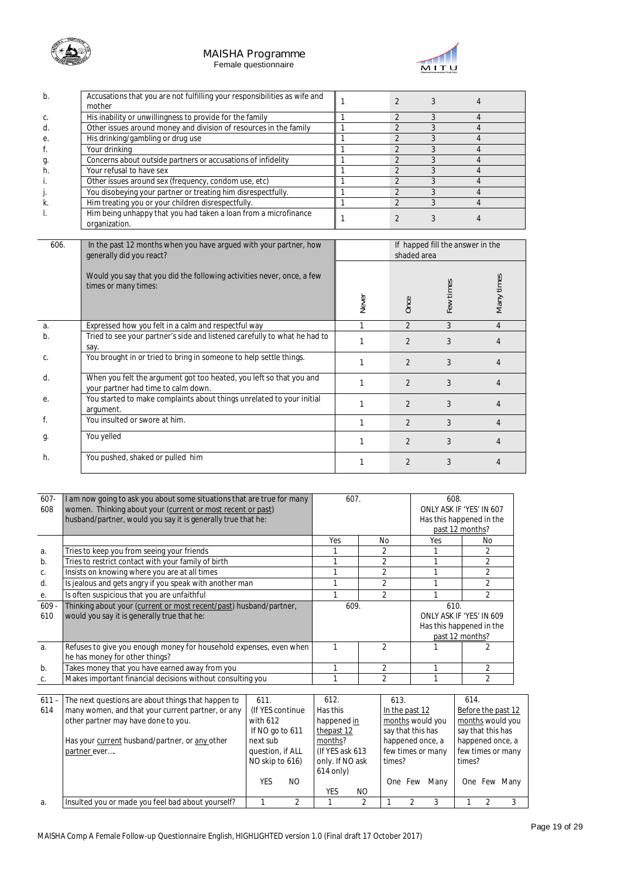| | | | | | |
|---|---|---|---|---|---|
| b. | Accusations that you are not fulfilling your responsibilities as wife and mother | 1 | 2 | 3 | 4 |
| c. | His inability or unwillingness to provide for the family | 1 | 2 | 3 | 4 |
| d. | Other issues around money and division of resources in the family | 1 | 2 | 3 | 4 |
| e. | His drinking/gambling or drug use | 1 | 2 | 3 | 4 |
| f. | Your drinking | 1 | 2 | 3 | 4 |
| g. | Concerns about outside partners or accusations of infidelity | 1 | 2 | 3 | 4 |
| h. | Your refusal to have sex | 1 | 2 | 3 | 4 |
| i. | Other issues around sex (frequency, condom use, etc) | 1 | 2 | 3 | 4 |
| j. | You disobeying your partner or treating him disrespectfully. | 1 | 2 | 3 | 4 |
| k. | Him treating you or your children disrespectfully. | 1 | 2 | 3 | 4 |
| l. | Him being unhappy that you had taken a loan from a microfinance organization. | 1 | 2 | 3 | 4 |

| 606. | In the past 12 months when you have argued with your partner, how generally did you react? | | If happed fill the answer in the shaded area | | |
|---|---|---|---|---|---|
| | Would you say that you did the following activities never, once, a few times or many times: | Never | Once | Few times | Many times |
| a. | Expressed how you felt in a calm and respectful way | 1 | 2 | 3 | 4 |
| b. | Tried to see your partner's side and listened carefully to what he had to say. | 1 | 2 | 3 | 4 |
| c. | You brought in or tried to bring in someone to help settle things. | 1 | 2 | 3 | 4 |
| d. | When you felt the argument got too heated, you left so that you and your partner had time to calm down. | 1 | 2 | 3 | 4 |
| e. | You started to make complaints about things unrelated to your initial argument. | 1 | 2 | 3 | 4 |
| f. | You insulted or swore at him. | 1 | 2 | 3 | 4 |
| g. | You yelled | 1 | 2 | 3 | 4 |
| h. | You pushed, shaked or pulled him | 1 | 2 | 3 | 4 |

| 607-608 | I am now going to ask you about some situations that are true for many women. Thinking about your (current or most recent or past) husband/partner, would you say it is generally true that he: | 607. | | 608. ONLY ASK IF 'YES' IN 607 Has this happened in the past 12 months? | |
|---|---|---|---|---|---|
| | | Yes | No | Yes | No |
| a. | Tries to keep you from seeing your friends | 1 | 2 | 1 | 2 |
| b. | Tries to restrict contact with your family of birth | 1 | 2 | 1 | 2 |
| c. | Insists on knowing where you are at all times | 1 | 2 | 1 | 2 |
| d. | Is jealous and gets angry if you speak with another man | 1 | 2 | 1 | 2 |
| e. | Is often suspicious that you are unfaithful | 1 | 2 | 1 | 2 |
| 609-610 | Thinking about your (current or most recent/past) husband/partner, would you say it is generally true that he: | 609. | | 610. ONLY ASK IF 'YES' IN 609 Has this happened in the past 12 months? | |
| a. | Refuses to give you enough money for household expenses, even when he has money for other things? | 1 | 2 | 1 | 2 |
| b. | Takes money that you have earned away from you | 1 | 2 | 1 | 2 |
| c. | Makes important financial decisions without consulting you | 1 | 2 | 1 | 2 |

| 611-614 | The next questions are about things that happen to many women, and that your current partner, or any other partner may have done to you. Has your current husband/partner, or any other partner ever…. | 611. (If YES continue with 612 If NO go to 611 next sub question, if ALL NO skip to 616) | | 612. Has this happened in the past 12 months? (If YES ask 613 only. If NO ask 614 only) | | 613. In the past 12 months would you say that this has happened once, a few times or many times? | | | 614. Before the past 12 months would you say that this has happened once, a few times or many times? | | |
|---|---|---|---|---|---|---|---|---|---|---|---|
| | | YES | NO | YES | NO | One | Few | Many | One | Few | Many |
| a. | Insulted you or made you feel bad about yourself? | 1 | 2 | 1 | 2 | 1 | 2 | 3 | 1 | 2 | 3 |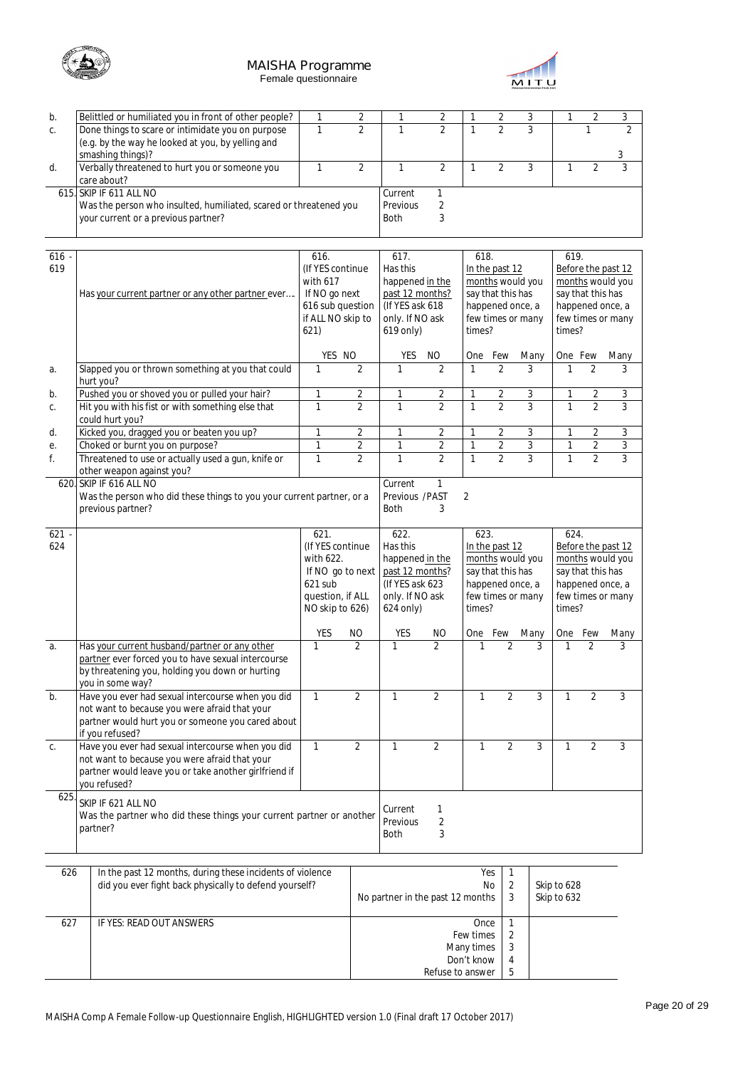| | | | | | | | | | | | |
|---|---|---|---|---|---|---|---|---|---|---|---|
| b. | Belittled or humiliated you in front of other people? | 1 | 2 | 1 | 2 | 1 | 2 | 3 | 1 | 2 | 3 |
| c. | Done things to scare or intimidate you on purpose (e.g. by the way he looked at you, by yelling and smashing things)? | 1 | 2 | 1 | 2 | 1 | 2 | 3 | 1 | 2 | 3 |
| d. | Verbally threatened to hurt you or someone you care about? | 1 | 2 | 1 | 2 | 1 | 2 | 3 | 1 | 2 | 3 |
| 615. | SKIP IF 611 ALL NO<br>Was the person who insulted, humiliated, scared or threatened you your current or a previous partner? | | | Current 1<br>Previous 2<br>Both 3 | | | | | | | |

| 616 - 619 | Has your current partner or any other partner ever…. | 616. (If YES continue with 617 If NO go next 616 sub question if ALL NO skip to 621) | | 617. Has this happened in the past 12 months? (If YES ask 618 only. If NO ask 619 only) | | 618. In the past 12 months would you say that this has happened once, a few times or many times? | | | 619. Before the past 12 months would you say that this has happened once, a few times or many times? | | |
|---|---|---|---|---|---|---|---|---|---|---|---|
| | | YES | NO | YES | NO | One | Few | Many | One | Few | Many |
| a. | Slapped you or thrown something at you that could hurt you? | 1 | 2 | 1 | 2 | 1 | 2 | 3 | 1 | 2 | 3 |
| b. | Pushed you or shoved you or pulled your hair? | 1 | 2 | 1 | 2 | 1 | 2 | 3 | 1 | 2 | 3 |
| c. | Hit you with his fist or with something else that could hurt you? | 1 | 2 | 1 | 2 | 1 | 2 | 3 | 1 | 2 | 3 |
| d. | Kicked you, dragged you or beaten you up? | 1 | 2 | 1 | 2 | 1 | 2 | 3 | 1 | 2 | 3 |
| e. | Choked or burnt you on purpose? | 1 | 2 | 1 | 2 | 1 | 2 | 3 | 1 | 2 | 3 |
| f. | Threatened to use or actually used a gun, knife or other weapon against you? | 1 | 2 | 1 | 2 | 1 | 2 | 3 | 1 | 2 | 3 |
| 620. | SKIP IF 616 ALL NO<br>Was the person who did these things to you your current partner, or a previous partner? | | | Current 1<br>Previous /PAST 2<br>Both 3 | | | | | | | |

| 621 - 624 | | 621. (If YES continue with 622. If NO go to next 621 sub question, if ALL NO skip to 626) | | 622. Has this happened in the past 12 months? (If YES ask 623 only. If NO ask 624 only) | | 623. In the past 12 months would you say that this has happened once, a few times or many times? | | | 624. Before the past 12 months would you say that this has happened once, a few times or many times? | | |
|---|---|---|---|---|---|---|---|---|---|---|---|
| | | YES | NO | YES | NO | One | Few | Many | One | Few | Many |
| a. | Has your current husband/partner or any other partner ever forced you to have sexual intercourse by threatening you, holding you down or hurting you in some way? | 1 | 2 | 1 | 2 | 1 | 2 | 3 | 1 | 2 | 3 |
| b. | Have you ever had sexual intercourse when you did not want to because you were afraid that your partner would hurt you or someone you cared about if you refused? | 1 | 2 | 1 | 2 | 1 | 2 | 3 | 1 | 2 | 3 |
| c. | Have you ever had sexual intercourse when you did not want to because you were afraid that your partner would leave you or take another girlfriend if you refused? | 1 | 2 | 1 | 2 | 1 | 2 | 3 | 1 | 2 | 3 |
| 625. | SKIP IF 621 ALL NO<br>Was the partner who did these things your current partner or another partner? | | | Current 1<br>Previous 2<br>Both 3 | | | | | | | |

| | | | | |
|---|---|---|---|---|
| 626 | In the past 12 months, during these incidents of violence did you ever fight back physically to defend yourself? | Yes<br>No<br>No partner in the past 12 months | 1<br>2<br>3 | <br>Skip to 628<br>Skip to 632 |
| 627 | IF YES: READ OUT ANSWERS | Once<br>Few times<br>Many times<br>Don't know<br>Refuse to answer | 1<br>2<br>3<br>4<br>5 | |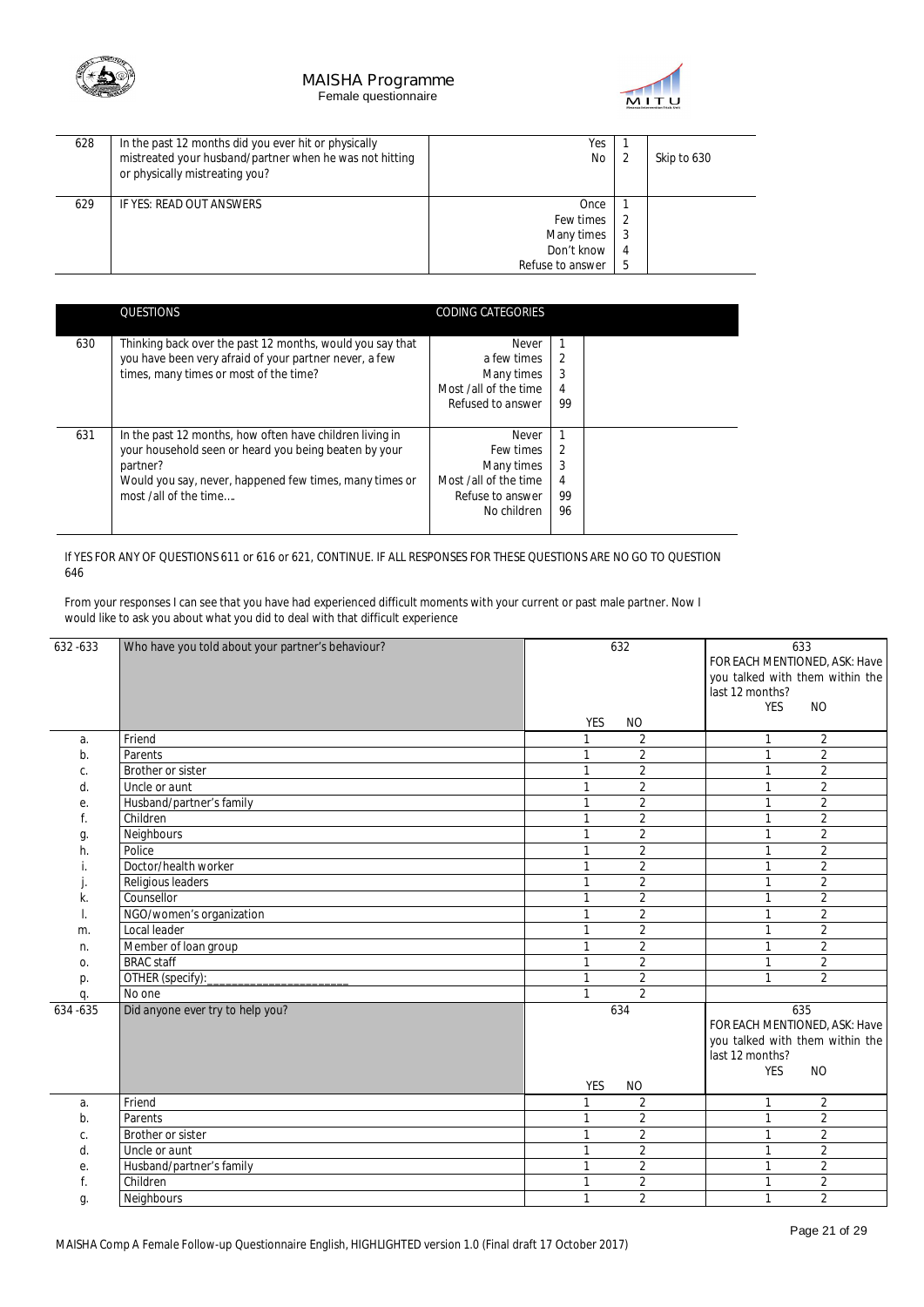| | | | | |
|---|---|---|---|---|
| 628 | In the past 12 months did you ever hit or physically mistreated your husband/partner when he was not hitting or physically mistreating you? | Yes<br>No | 1<br>2 | Skip to 630 |
| 629 | IF YES: READ OUT ANSWERS | Once<br>Few times<br>Many times<br>Don't know<br>Refuse to answer | 1<br>2<br>3<br>4<br>5 | |

| | QUESTIONS | CODING CATEGORIES | | |
|---|---|---|---|---|
| 630 | Thinking back over the past 12 months, would you say that you have been very afraid of your partner never, a few times, many times or most of the time? | Never<br>a few times<br>Many times<br>Most /all of the time<br>Refused to answer | 1<br>2<br>3<br>4<br>99 | |
| 631 | In the past 12 months, how often have children living in your household seen or heard you being beaten by your partner?<br>Would you say, never, happened few times, many times or most /all of the time…. | Never<br>Few times<br>Many times<br>Most /all of the time<br>Refuse to answer<br>No children | 1<br>2<br>3<br>4<br>99<br>96 | |

If YES FOR ANY OF QUESTIONS 611 or 616 or 621, CONTINUE. IF ALL RESPONSES FOR THESE QUESTIONS ARE NO GO TO QUESTION 646

From your responses I can see that you have had experienced difficult moments with your current or past male partner. Now I would like to ask you about what you did to deal with that difficult experience

| 632 -633 | Who have you told about your partner's behaviour? | 632 | | 633<br>FOR EACH MENTIONED, ASK: Have you talked with them within the last 12 months? | |
|---|---|---|---|---|---|
| | | YES | NO | YES | NO |
| a. | Friend | 1 | 2 | 1 | 2 |
| b. | Parents | 1 | 2 | 1 | 2 |
| c. | Brother or sister | 1 | 2 | 1 | 2 |
| d. | Uncle or aunt | 1 | 2 | 1 | 2 |
| e. | Husband/partner's family | 1 | 2 | 1 | 2 |
| f. | Children | 1 | 2 | 1 | 2 |
| g. | Neighbours | 1 | 2 | 1 | 2 |
| h. | Police | 1 | 2 | 1 | 2 |
| i. | Doctor/health worker | 1 | 2 | 1 | 2 |
| j. | Religious leaders | 1 | 2 | 1 | 2 |
| k. | Counsellor | 1 | 2 | 1 | 2 |
| l. | NGO/women's organization | 1 | 2 | 1 | 2 |
| m. | Local leader | 1 | 2 | 1 | 2 |
| n. | Member of loan group | 1 | 2 | 1 | 2 |
| o. | BRAC staff | 1 | 2 | 1 | 2 |
| p. | OTHER (specify):____________________ | 1 | 2 | 1 | 2 |
| q. | No one | 1 | 2 | | |
| 634 -635 | Did anyone ever try to help you? | 634 | | 635<br>FOR EACH MENTIONED, ASK: Have you talked with them within the last 12 months? | |
| | | YES | NO | YES | NO |
| a. | Friend | 1 | 2 | 1 | 2 |
| b. | Parents | 1 | 2 | 1 | 2 |
| c. | Brother or sister | 1 | 2 | 1 | 2 |
| d. | Uncle or aunt | 1 | 2 | 1 | 2 |
| e. | Husband/partner's family | 1 | 2 | 1 | 2 |
| f. | Children | 1 | 2 | 1 | 2 |
| g. | Neighbours | 1 | 2 | 1 | 2 |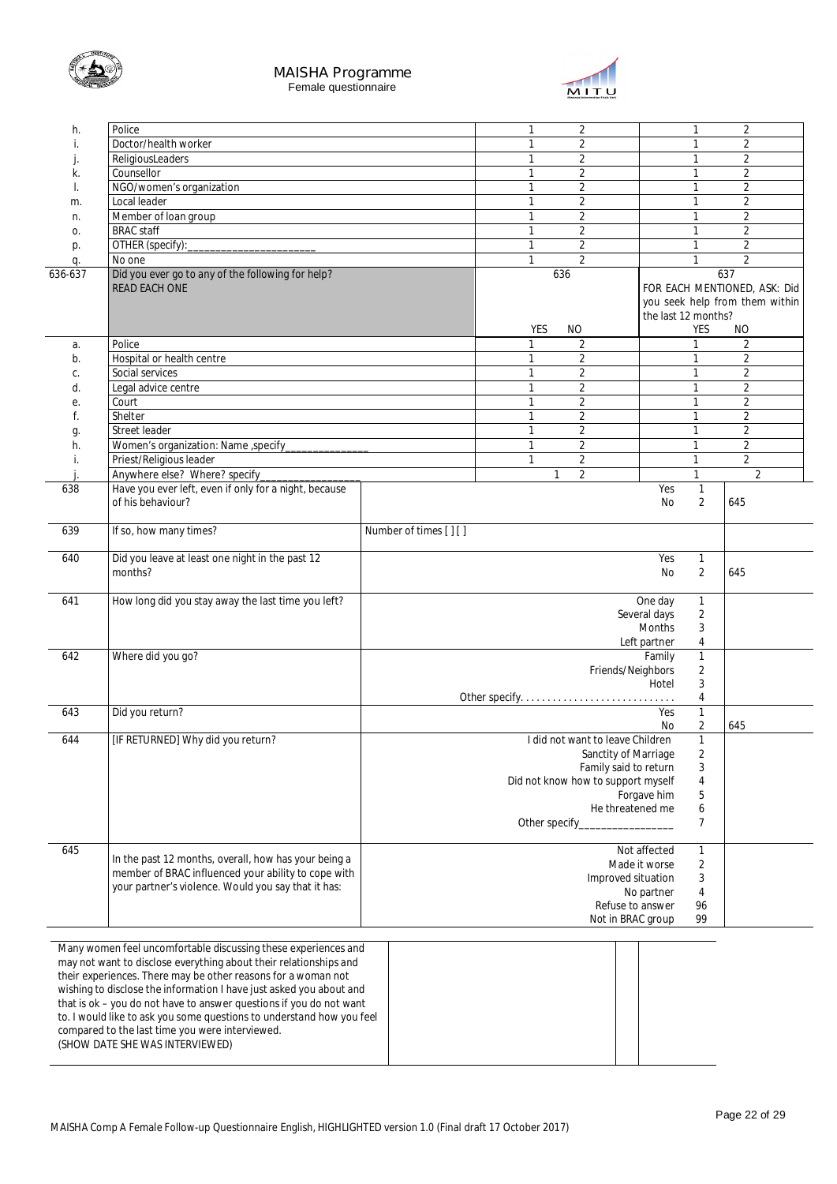| | | | | | |
|---|---|---|---|---|---|
| h. | Police | 1 | 2 | 1 | 2 |
| i. | Doctor/health worker | 1 | 2 | 1 | 2 |
| j. | ReligiousLeaders | 1 | 2 | 1 | 2 |
| k. | Counsellor | 1 | 2 | 1 | 2 |
| l. | NGO/women's organization | 1 | 2 | 1 | 2 |
| m. | Local leader | 1 | 2 | 1 | 2 |
| n. | Member of loan group | 1 | 2 | 1 | 2 |
| o. | BRAC staff | 1 | 2 | 1 | 2 |
| p. | OTHER (specify):______________________ | 1 | 2 | 1 | 2 |
| q. | No one | 1 | 2 | 1 | 2 |
| 636-637 | Did you ever go to any of the following for help? READ EACH ONE | 636 | | 637 FOR EACH MENTIONED, ASK: Did you seek help from them within the last 12 months? | |
| | | YES | NO | YES | NO |
| a. | Police | 1 | 2 | 1 | 2 |
| b. | Hospital or health centre | 1 | 2 | 1 | 2 |
| c. | Social services | 1 | 2 | 1 | 2 |
| d. | Legal advice centre | 1 | 2 | 1 | 2 |
| e. | Court | 1 | 2 | 1 | 2 |
| f. | Shelter | 1 | 2 | 1 | 2 |
| g. | Street leader | 1 | 2 | 1 | 2 |
| h. | Women's organization: Name ,specify______________ | 1 | 2 | 1 | 2 |
| i. | Priest/Religious leader | 1 | 2 | 1 | 2 |
| j. | Anywhere else? Where? specify________________ | 1 | 2 | 1 | 2 |

| | | | | |
|---|---|---|---|---|
| 638 | Have you ever left, even if only for a night, because of his behaviour? | Yes<br>No | 1<br>2 | <br>645 |
| 639 | If so, how many times? | Number of times [ ] [ ] | | |
| 640 | Did you leave at least one night in the past 12 months? | Yes<br>No | 1<br>2 | <br>645 |
| 641 | How long did you stay away the last time you left? | One day<br>Several days<br>Months<br>Left partner | 1<br>2<br>3<br>4 | |
| 642 | Where did you go? | Family<br>Friends/Neighbors<br>Hotel<br>Other specify.............................. | 1<br>2<br>3<br>4 | |
| 643 | Did you return? | Yes<br>No | 1<br>2 | <br>645 |
| 644 | [IF RETURNED] Why did you return? | I did not want to leave Children<br>Sanctity of Marriage<br>Family said to return<br>Did not know how to support myself<br>Forgave him<br>He threatened me<br>Other specify________________ | 1<br>2<br>3<br>4<br>5<br>6<br>7 | |
| 645 | In the past 12 months, overall, how has your being a member of BRAC influenced your ability to cope with your partner's violence. Would you say that it has: | Not affected<br>Made it worse<br>Improved situation<br>No partner<br>Refuse to answer<br>Not in BRAC group | 1<br>2<br>3<br>4<br>96<br>99 | |

| | | |
|---|---|---|
| Many women feel uncomfortable discussing these experiences and may not want to disclose everything about their relationships and their experiences. There may be other reasons for a woman not wishing to disclose the information I have just asked you about and that is ok – you do not have to answer questions if you do not want to. I would like to ask you some questions to understand how you feel compared to the last time you were interviewed. (SHOW DATE SHE WAS INTERVIEWED) | | |

MAISHA Comp A Female Follow-up Questionnaire English, HIGHLIGHTED version 1.0 (Final draft 17 October 2017)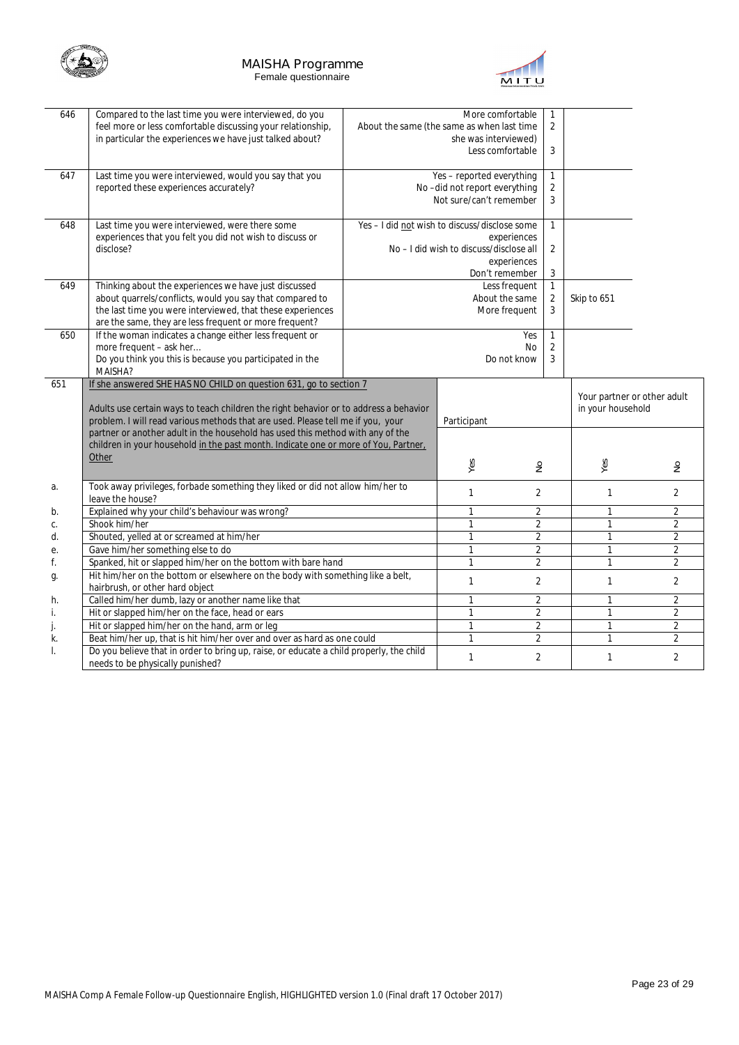| 646 | Compared to the last time you were interviewed, do you feel more or less comfortable discussing your relationship, in particular the experiences we have just talked about? | More comfortable<br>About the same (the same as when last time she was interviewed)<br>Less comfortable | 1<br>2<br><br>3 | |
|---|---|---|---|---|
| 647 | Last time you were interviewed, would you say that you reported these experiences accurately? | Yes – reported everything<br>No –did not report everything<br>Not sure/can't remember | 1<br>2<br>3 | |
| 648 | Last time you were interviewed, were there some experiences that you felt you did not wish to discuss or disclose? | Yes – I did not wish to discuss/disclose some experiences<br>No – I did wish to discuss/disclose all experiences<br>Don't remember | 1<br><br>2<br><br>3 | |
| 649 | Thinking about the experiences we have just discussed about quarrels/conflicts, would you say that compared to the last time you were interviewed, that these experiences are the same, they are less frequent or more frequent? | Less frequent<br>About the same<br>More frequent | 1<br>2<br>3 | <br>Skip to 651 |
| 650 | If the woman indicates a change either less frequent or more frequent – ask her…<br>Do you think you this is because you participated in the MAISHA? | Yes<br>No<br>Do not know | 1<br>2<br>3 | |

| 651 | If she answered SHE HAS NO CHILD on question 631, go to section 7<br><br>Adults use certain ways to teach children the right behavior or to address a behavior problem. I will read various methods that are used. Please tell me if you, your partner or another adult in the household has used this method with any of the children in your household in the past month. Indicate one or more of You, Partner, Other | Participant | | Your partner or other adult in your household | |
|---|---|---|---|---|---|
| | | Yes | No | Yes | No |
| a. | Took away privileges, forbade something they liked or did not allow him/her to leave the house? | 1 | 2 | 1 | 2 |
| b. | Explained why your child's behaviour was wrong? | 1 | 2 | 1 | 2 |
| c. | Shook him/her | 1 | 2 | 1 | 2 |
| d. | Shouted, yelled at or screamed at him/her | 1 | 2 | 1 | 2 |
| e. | Gave him/her something else to do | 1 | 2 | 1 | 2 |
| f. | Spanked, hit or slapped him/her on the bottom with bare hand | 1 | 2 | 1 | 2 |
| g. | Hit him/her on the bottom or elsewhere on the body with something like a belt, hairbrush, or other hard object | 1 | 2 | 1 | 2 |
| h. | Called him/her dumb, lazy or another name like that | 1 | 2 | 1 | 2 |
| i. | Hit or slapped him/her on the face, head or ears | 1 | 2 | 1 | 2 |
| j. | Hit or slapped him/her on the hand, arm or leg | 1 | 2 | 1 | 2 |
| k. | Beat him/her up, that is hit him/her over and over as hard as one could | 1 | 2 | 1 | 2 |
| l. | Do you believe that in order to bring up, raise, or educate a child properly, the child needs to be physically punished? | 1 | 2 | 1 | 2 |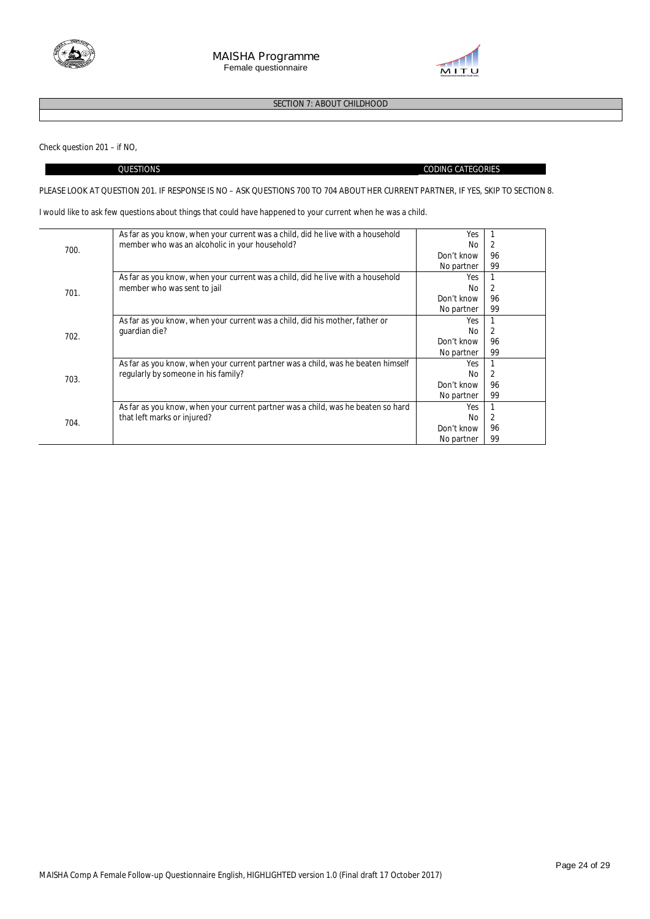## SECTION 7: ABOUT CHILDHOOD

Check question 201 – if NO,

| QUESTIONS | CODING CATEGORIES |
|---|---|

PLEASE LOOK AT QUESTION 201. IF RESPONSE IS NO – ASK QUESTIONS 700 TO 704 ABOUT HER CURRENT PARTNER, IF YES, SKIP TO SECTION 8.

I would like to ask few questions about things that could have happened to your current when he was a child.

| | | | |
|---|---|---|---|
| 700. | As far as you know, when your current was a child, did he live with a household member who was an alcoholic in your household? | Yes<br>No<br>Don't know<br>No partner | 1<br>2<br>96<br>99 |
| 701. | As far as you know, when your current was a child, did he live with a household member who was sent to jail | Yes<br>No<br>Don't know<br>No partner | 1<br>2<br>96<br>99 |
| 702. | As far as you know, when your current was a child, did his mother, father or guardian die? | Yes<br>No<br>Don't know<br>No partner | 1<br>2<br>96<br>99 |
| 703. | As far as you know, when your current partner was a child, was he beaten himself regularly by someone in his family? | Yes<br>No<br>Don't know<br>No partner | 1<br>2<br>96<br>99 |
| 704. | As far as you know, when your current partner was a child, was he beaten so hard that left marks or injured? | Yes<br>No<br>Don't know<br>No partner | 1<br>2<br>96<br>99 |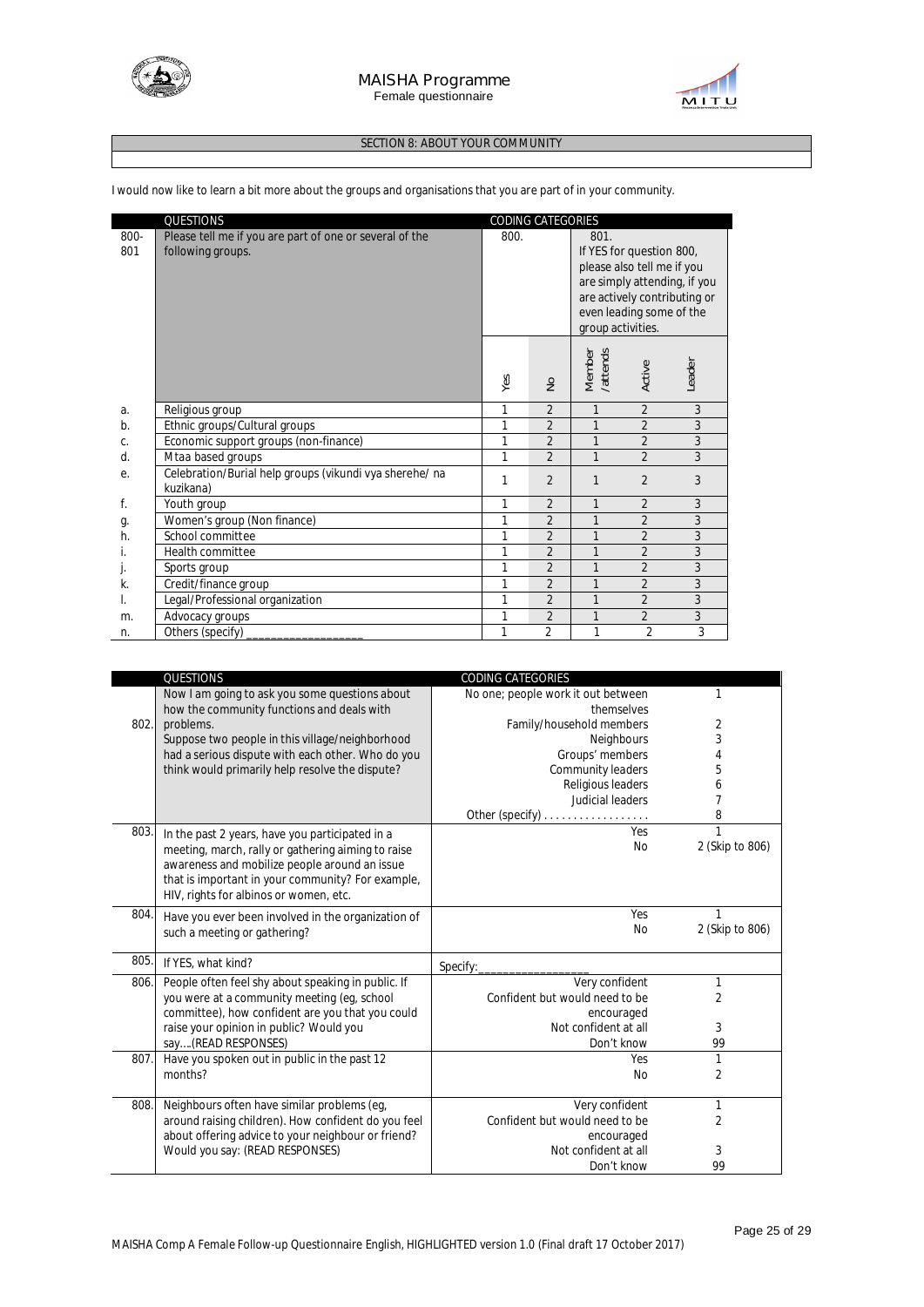## SECTION 8: ABOUT YOUR COMMUNITY

I would now like to learn a bit more about the groups and organisations that you are part of in your community.

| | QUESTIONS | CODING CATEGORIES | | | | |
|---|---|---|---|---|---|---|
| 800-801 | Please tell me if you are part of one or several of the following groups. | 800. | | 801. If YES for question 800, please also tell me if you are simply attending, if you are actively contributing or even leading some of the group activities. | | |
| | | Yes | No | Member /attends | Active | Leader |
| a. | Religious group | 1 | 2 | 1 | 2 | 3 |
| b. | Ethnic groups/Cultural groups | 1 | 2 | 1 | 2 | 3 |
| c. | Economic support groups (non-finance) | 1 | 2 | 1 | 2 | 3 |
| d. | Mtaa based groups | 1 | 2 | 1 | 2 | 3 |
| e. | Celebration/Burial help groups (vikundi vya sherehe/ na kuzikana) | 1 | 2 | 1 | 2 | 3 |
| f. | Youth group | 1 | 2 | 1 | 2 | 3 |
| g. | Women's group (Non finance) | 1 | 2 | 1 | 2 | 3 |
| h. | School committee | 1 | 2 | 1 | 2 | 3 |
| i. | Health committee | 1 | 2 | 1 | 2 | 3 |
| j. | Sports group | 1 | 2 | 1 | 2 | 3 |
| k. | Credit/finance group | 1 | 2 | 1 | 2 | 3 |
| l. | Legal/Professional organization | 1 | 2 | 1 | 2 | 3 |
| m. | Advocacy groups | 1 | 2 | 1 | 2 | 3 |
| n. | Others (specify) ___________________ | 1 | 2 | 1 | 2 | 3 |

| | QUESTIONS | CODING CATEGORIES | |
|---|---|---|---|
| 802. | Now I am going to ask you some questions about how the community functions and deals with problems. Suppose two people in this village/neighborhood had a serious dispute with each other. Who do you think would primarily help resolve the dispute? | No one; people work it out between themselves<br>Family/household members<br>Neighbours<br>Groups' members<br>Community leaders<br>Religious leaders<br>Judicial leaders<br>Other (specify) . . . . . . . . . . . . . . . . . . | 1<br>2<br>3<br>4<br>5<br>6<br>7<br>8 |
| 803. | In the past 2 years, have you participated in a meeting, march, rally or gathering aiming to raise awareness and mobilize people around an issue that is important in your community? For example, HIV, rights for albinos or women, etc. | Yes<br>No | 1<br>2 (Skip to 806) |
| 804. | Have you ever been involved in the organization of such a meeting or gathering? | Yes<br>No | 1<br>2 (Skip to 806) |
| 805. | If YES, what kind? | Specify:_________________ | |
| 806. | People often feel shy about speaking in public. If you were at a community meeting (eg, school committee), how confident are you that you could raise your opinion in public? Would you say….(READ RESPONSES) | Very confident<br>Confident but would need to be encouraged<br>Not confident at all<br>Don't know | 1<br>2<br>3<br>99 |
| 807. | Have you spoken out in public in the past 12 months? | Yes<br>No | 1<br>2 |
| 808. | Neighbours often have similar problems (eg, around raising children). How confident do you feel about offering advice to your neighbour or friend? Would you say: (READ RESPONSES) | Very confident<br>Confident but would need to be encouraged<br>Not confident at all<br>Don't know | 1<br>2<br>3<br>99 |

MAISHA Comp A Female Follow-up Questionnaire English, HIGHLIGHTED version 1.0 (Final draft 17 October 2017)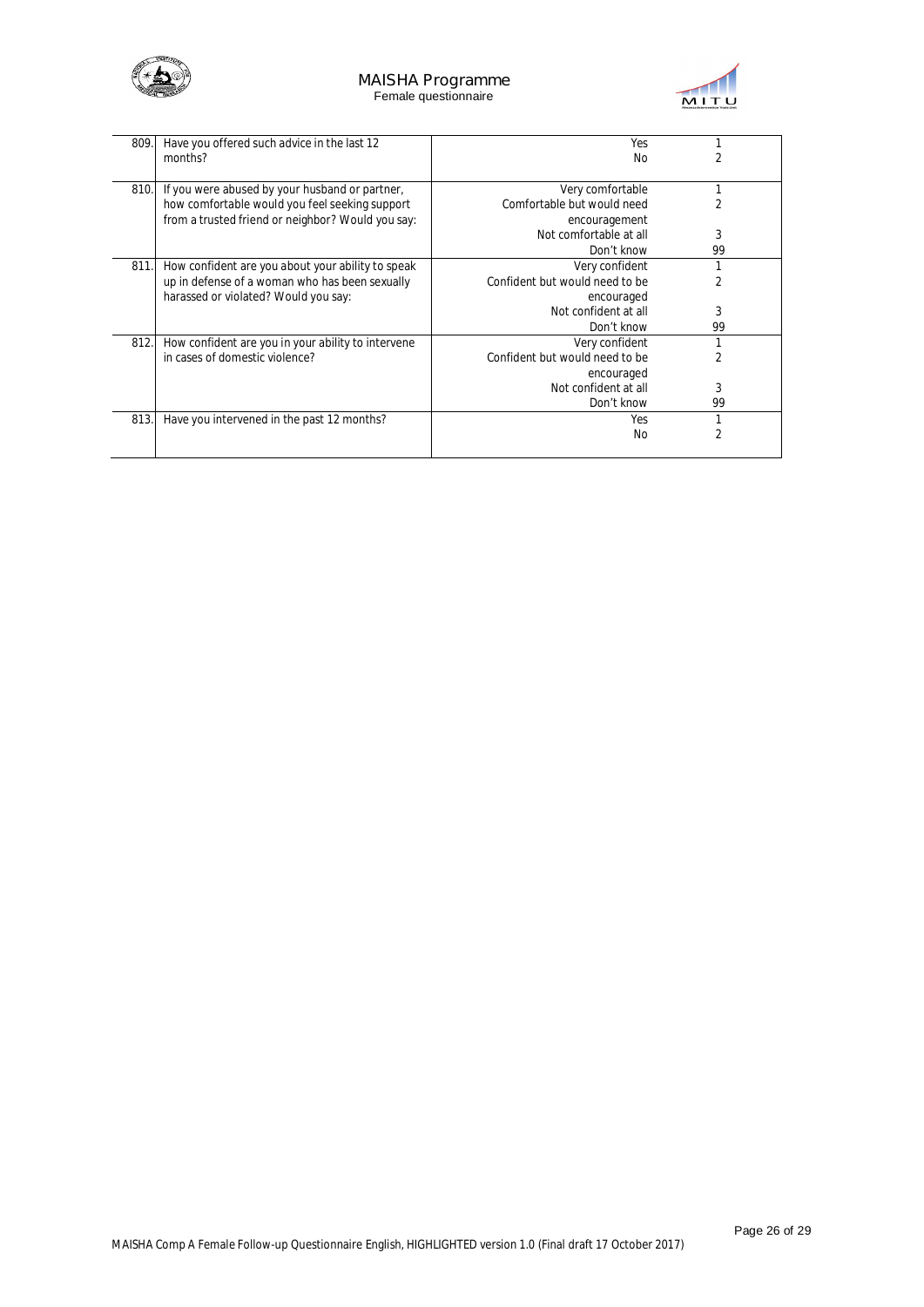| | | | |
|---|---|---|---|
| 809. | Have you offered such advice in the last 12 months? | Yes<br>No | 1<br>2 |
| 810. | If you were abused by your husband or partner, how comfortable would you feel seeking support from a trusted friend or neighbor? Would you say: | Very comfortable<br>Comfortable but would need encouragement<br>Not comfortable at all<br>Don't know | 1<br>2<br>3<br>99 |
| 811. | How confident are you about your ability to speak up in defense of a woman who has been sexually harassed or violated? Would you say: | Very confident<br>Confident but would need to be encouraged<br>Not confident at all<br>Don't know | 1<br>2<br>3<br>99 |
| 812. | How confident are you in your ability to intervene in cases of domestic violence? | Very confident<br>Confident but would need to be encouraged<br>Not confident at all<br>Don't know | 1<br>2<br>3<br>99 |
| 813. | Have you intervened in the past 12 months? | Yes<br>No | 1<br>2 |

MAISHA Comp A Female Follow-up Questionnaire English, HIGHLIGHTED version 1.0 (Final draft 17 October 2017)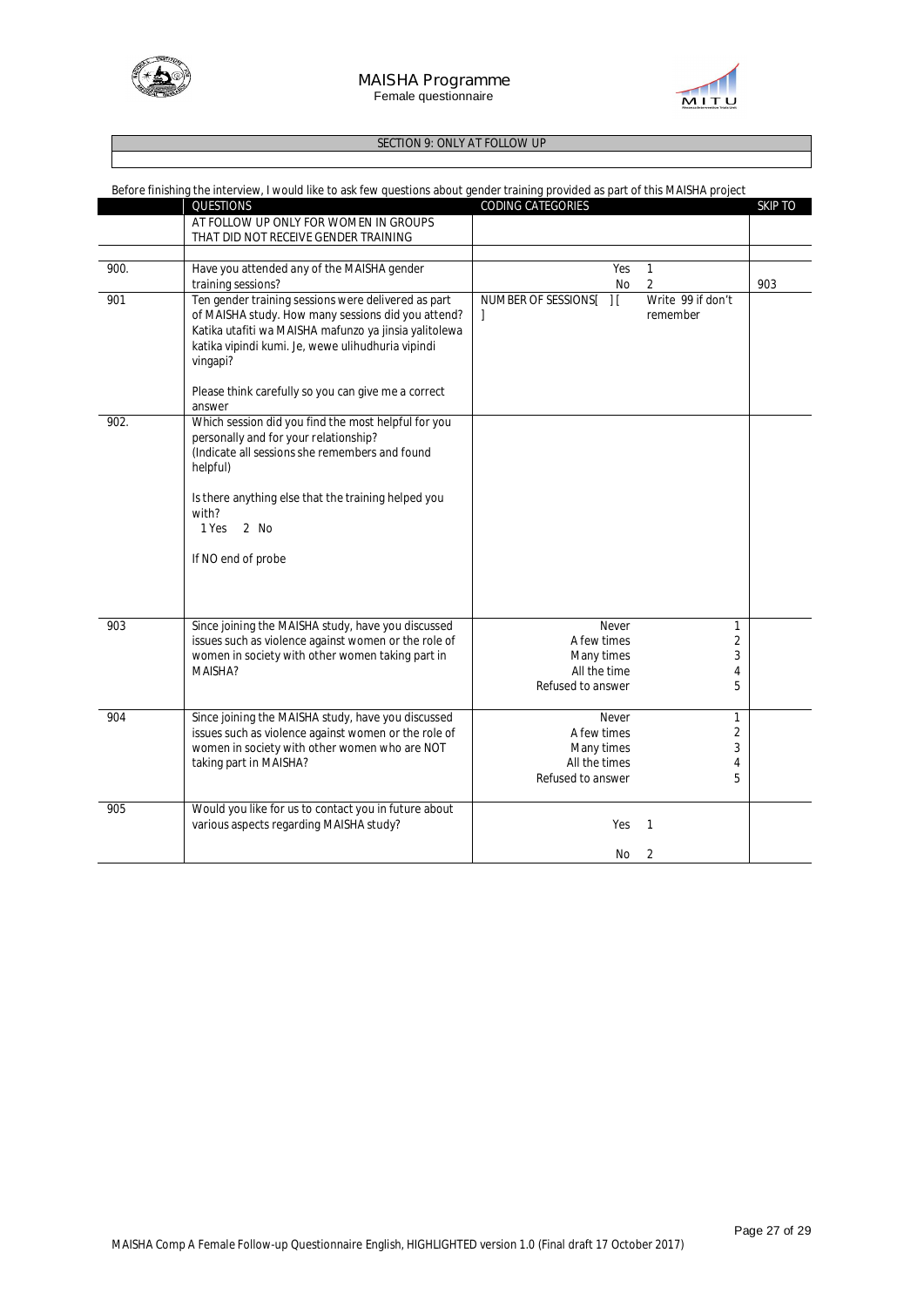## SECTION 9: ONLY AT FOLLOW UP

Before finishing the interview, I would like to ask few questions about gender training provided as part of this MAISHA project

| | QUESTIONS | CODING CATEGORIES | SKIP TO |
|---|---|---|---|
| | AT FOLLOW UP ONLY FOR WOMEN IN GROUPS THAT DID NOT RECEIVE GENDER TRAINING | | |
| 900. | Have you attended any of the MAISHA gender training sessions? | Yes 1<br>No 2 | 903 |
| 901 | Ten gender training sessions were delivered as part of MAISHA study. How many sessions did you attend? Katika utafiti wa MAISHA mafunzo ya jinsia yalitolewa katika vipindi kumi. Je, wewe ulihudhuria vipindi vingapi?<br><br>Please think carefully so you can give me a correct answer | NUMBER OF SESSIONS[ ] [ ]<br>Write 99 if don't remember | |
| 902. | Which session did you find the most helpful for you personally and for your relationship?<br>(Indicate all sessions she remembers and found helpful)<br><br>Is there anything else that the training helped you with?<br>1 Yes 2 No<br><br>If NO end of probe | | |
| 903 | Since joining the MAISHA study, have you discussed issues such as violence against women or the role of women in society with other women taking part in MAISHA? | Never 1<br>A few times 2<br>Many times 3<br>All the time 4<br>Refused to answer 5 | |
| 904 | Since joining the MAISHA study, have you discussed issues such as violence against women or the role of women in society with other women who are NOT taking part in MAISHA? | Never 1<br>A few times 2<br>Many times 3<br>All the times 4<br>Refused to answer 5 | |
| 905 | Would you like for us to contact you in future about various aspects regarding MAISHA study? | Yes 1<br>No 2 | |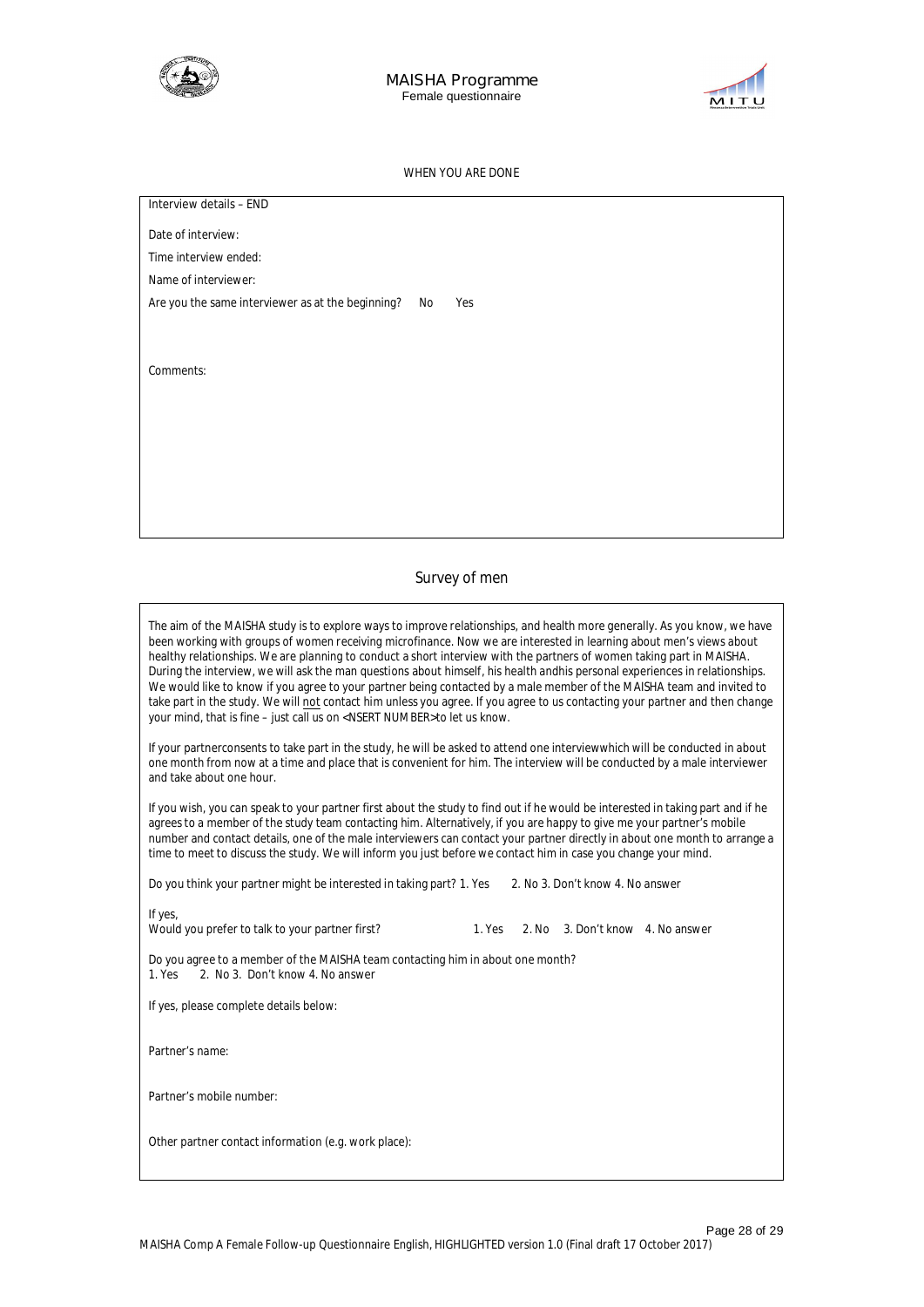WHEN YOU ARE DONE

Interview details – END

Date of interview:

Time interview ended:

Name of interviewer:

Are you the same interviewer as at the beginning? No Yes

Comments:

## Survey of men

The aim of the MAISHA study is to explore ways to improve relationships, and health more generally. As you know, we have been working with groups of women receiving microfinance. Now we are interested in learning about men's views about healthy relationships. We are planning to conduct a short interview with the partners of women taking part in MAISHA. During the interview, we will ask the man questions about himself, his health andhis personal experiences in relationships. We would like to know if you agree to your partner being contacted by a male member of the MAISHA team and invited to take part in the study. We will not contact him unless you agree. If you agree to us contacting your partner and then change your mind, that is fine – just call us on <NSERT NUMBER>to let us know.

If your partnerconsents to take part in the study, he will be asked to attend one interviewwhich will be conducted in about one month from now at a time and place that is convenient for him. The interview will be conducted by a male interviewer and take about one hour.

If you wish, you can speak to your partner first about the study to find out if he would be interested in taking part and if he agrees to a member of the study team contacting him. Alternatively, if you are happy to give me your partner's mobile number and contact details, one of the male interviewers can contact your partner directly in about one month to arrange a time to meet to discuss the study. We will inform you just before we contact him in case you change your mind.

Do you think your partner might be interested in taking part? 1. Yes 2. No 3. Don't know 4. No answer

If yes,
Would you prefer to talk to your partner first? 1. Yes 2. No 3. Don't know 4. No answer

Do you agree to a member of the MAISHA team contacting him in about one month?
1. Yes 2. No 3. Don't know 4. No answer

If yes, please complete details below:

Partner's name:

Partner's mobile number:

Other partner contact information (e.g. work place):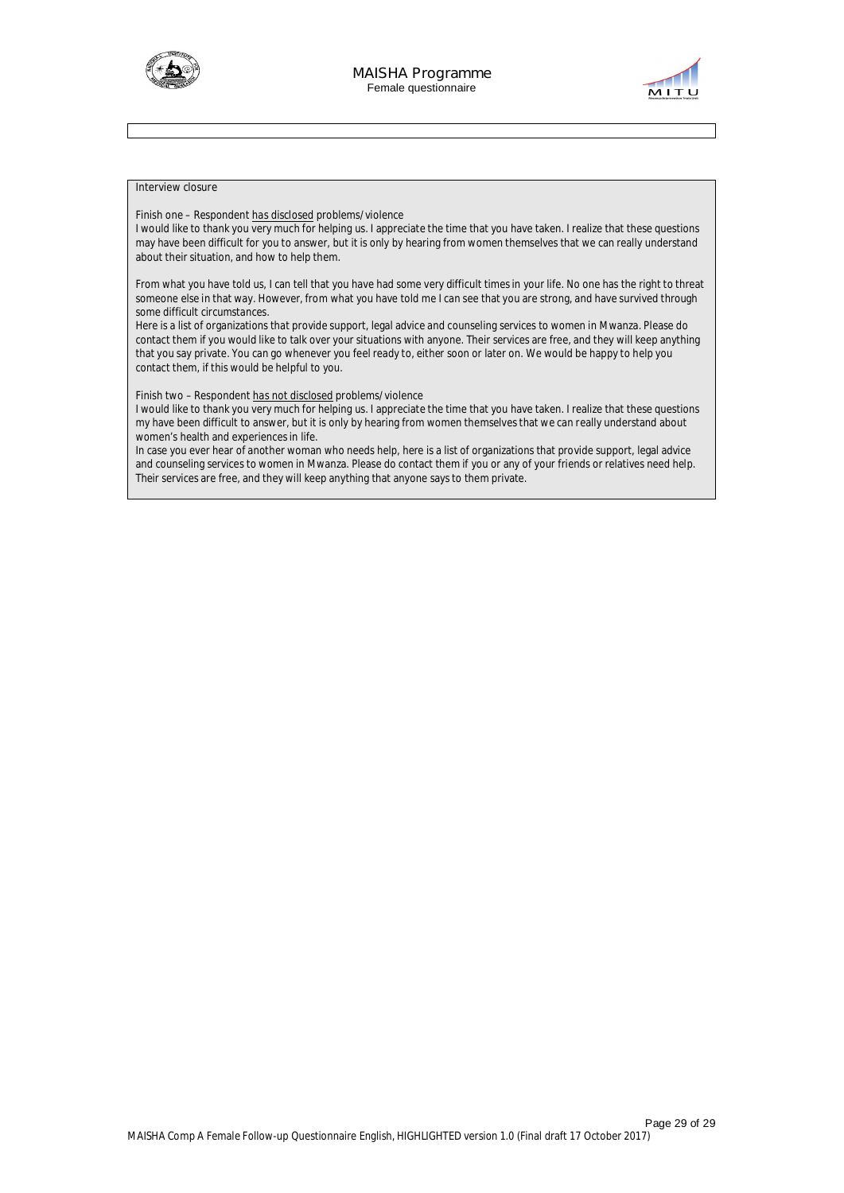Interview closure

Finish one – Respondent <u>has disclosed</u> problems/violence
I would like to thank you very much for helping us. I appreciate the time that you have taken. I realize that these questions may have been difficult for you to answer, but it is only by hearing from women themselves that we can really understand about their situation, and how to help them.

From what you have told us, I can tell that you have had some very difficult times in your life. No one has the right to threat someone else in that way. However, from what you have told me I can see that you are strong, and have survived through some difficult circumstances.
Here is a list of organizations that provide support, legal advice and counseling services to women in Mwanza. Please do contact them if you would like to talk over your situations with anyone. Their services are free, and they will keep anything that you say private. You can go whenever you feel ready to, either soon or later on. We would be happy to help you contact them, if this would be helpful to you.

Finish two – Respondent <u>has not disclosed</u> problems/violence
I would like to thank you very much for helping us. I appreciate the time that you have taken. I realize that these questions my have been difficult to answer, but it is only by hearing from women themselves that we can really understand about women's health and experiences in life.
In case you ever hear of another woman who needs help, here is a list of organizations that provide support, legal advice and counseling services to women in Mwanza. Please do contact them if you or any of your friends or relatives need help. Their services are free, and they will keep anything that anyone says to them private.